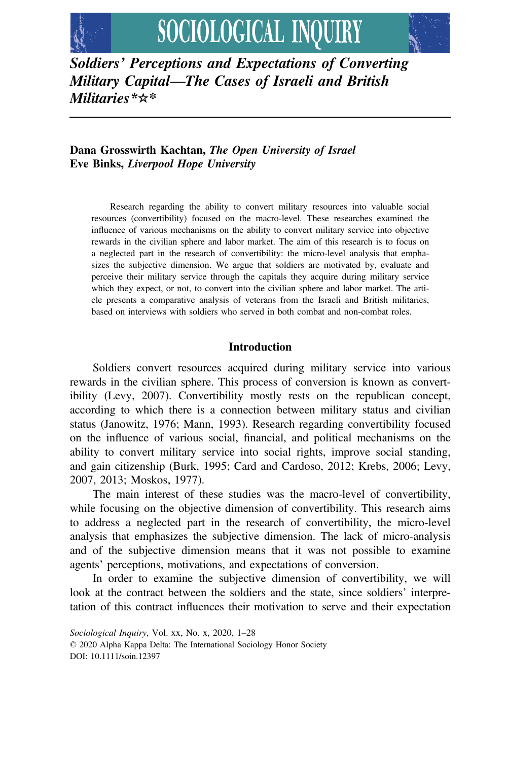# Soldiers' Perceptions and Expectations of Converting Military Capital—The Cases of Israeli and British Militaries*☆*

**Dana Grosswirth Kachtan,** ***The Open University of Israel***
**Eve Binks,** ***Liverpool Hope University***

Research regarding the ability to convert military resources into valuable social resources (convertibility) focused on the macro-level. These researches examined the influence of various mechanisms on the ability to convert military service into objective rewards in the civilian sphere and labor market. The aim of this research is to focus on a neglected part in the research of convertibility: the micro-level analysis that emphasizes the subjective dimension. We argue that soldiers are motivated by, evaluate and perceive their military service through the capitals they acquire during military service which they expect, or not, to convert into the civilian sphere and labor market. The article presents a comparative analysis of veterans from the Israeli and British militaries, based on interviews with soldiers who served in both combat and non-combat roles.

## Introduction

Soldiers convert resources acquired during military service into various rewards in the civilian sphere. This process of conversion is known as convertibility (Levy, 2007). Convertibility mostly rests on the republican concept, according to which there is a connection between military status and civilian status (Janowitz, 1976; Mann, 1993). Research regarding convertibility focused on the influence of various social, financial, and political mechanisms on the ability to convert military service into social rights, improve social standing, and gain citizenship (Burk, 1995; Card and Cardoso, 2012; Krebs, 2006; Levy, 2007, 2013; Moskos, 1977).

The main interest of these studies was the macro-level of convertibility, while focusing on the objective dimension of convertibility. This research aims to address a neglected part in the research of convertibility, the micro-level analysis that emphasizes the subjective dimension. The lack of micro-analysis and of the subjective dimension means that it was not possible to examine agents' perceptions, motivations, and expectations of conversion.

In order to examine the subjective dimension of convertibility, we will look at the contract between the soldiers and the state, since soldiers' interpretation of this contract influences their motivation to serve and their expectation

*Sociological Inquiry*, Vol. xx, No. x, 2020, 1–28
© 2020 Alpha Kappa Delta: The International Sociology Honor Society
DOI: 10.1111/soin.12397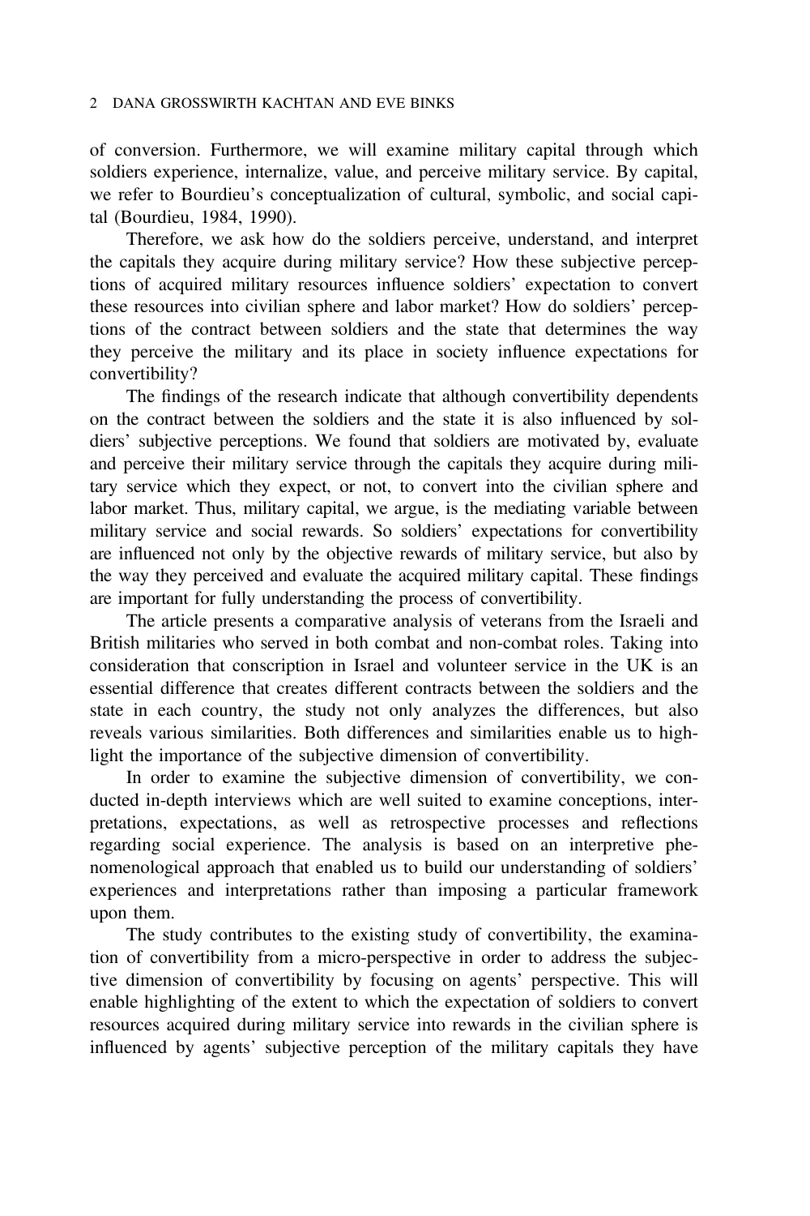of conversion. Furthermore, we will examine military capital through which soldiers experience, internalize, value, and perceive military service. By capital, we refer to Bourdieu's conceptualization of cultural, symbolic, and social capital (Bourdieu, 1984, 1990).

Therefore, we ask how do the soldiers perceive, understand, and interpret the capitals they acquire during military service? How these subjective perceptions of acquired military resources influence soldiers' expectation to convert these resources into civilian sphere and labor market? How do soldiers' perceptions of the contract between soldiers and the state that determines the way they perceive the military and its place in society influence expectations for convertibility?

The findings of the research indicate that although convertibility dependents on the contract between the soldiers and the state it is also influenced by soldiers' subjective perceptions. We found that soldiers are motivated by, evaluate and perceive their military service through the capitals they acquire during military service which they expect, or not, to convert into the civilian sphere and labor market. Thus, military capital, we argue, is the mediating variable between military service and social rewards. So soldiers' expectations for convertibility are influenced not only by the objective rewards of military service, but also by the way they perceived and evaluate the acquired military capital. These findings are important for fully understanding the process of convertibility.

The article presents a comparative analysis of veterans from the Israeli and British militaries who served in both combat and non-combat roles. Taking into consideration that conscription in Israel and volunteer service in the UK is an essential difference that creates different contracts between the soldiers and the state in each country, the study not only analyzes the differences, but also reveals various similarities. Both differences and similarities enable us to highlight the importance of the subjective dimension of convertibility.

In order to examine the subjective dimension of convertibility, we conducted in-depth interviews which are well suited to examine conceptions, interpretations, expectations, as well as retrospective processes and reflections regarding social experience. The analysis is based on an interpretive phenomenological approach that enabled us to build our understanding of soldiers' experiences and interpretations rather than imposing a particular framework upon them.

The study contributes to the existing study of convertibility, the examination of convertibility from a micro-perspective in order to address the subjective dimension of convertibility by focusing on agents' perspective. This will enable highlighting of the extent to which the expectation of soldiers to convert resources acquired during military service into rewards in the civilian sphere is influenced by agents' subjective perception of the military capitals they have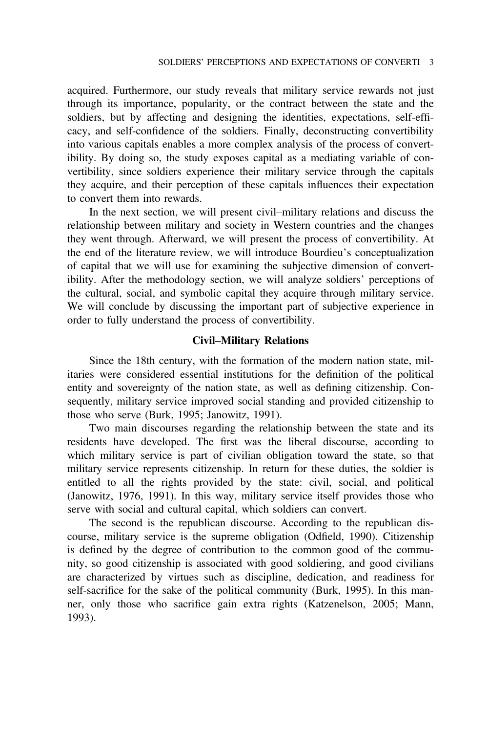acquired. Furthermore, our study reveals that military service rewards not just through its importance, popularity, or the contract between the state and the soldiers, but by affecting and designing the identities, expectations, self-efficacy, and self-confidence of the soldiers. Finally, deconstructing convertibility into various capitals enables a more complex analysis of the process of convertibility. By doing so, the study exposes capital as a mediating variable of convertibility, since soldiers experience their military service through the capitals they acquire, and their perception of these capitals influences their expectation to convert them into rewards.

In the next section, we will present civil–military relations and discuss the relationship between military and society in Western countries and the changes they went through. Afterward, we will present the process of convertibility. At the end of the literature review, we will introduce Bourdieu's conceptualization of capital that we will use for examining the subjective dimension of convertibility. After the methodology section, we will analyze soldiers' perceptions of the cultural, social, and symbolic capital they acquire through military service. We will conclude by discussing the important part of subjective experience in order to fully understand the process of convertibility.

## Civil–Military Relations

Since the 18th century, with the formation of the modern nation state, militaries were considered essential institutions for the definition of the political entity and sovereignty of the nation state, as well as defining citizenship. Consequently, military service improved social standing and provided citizenship to those who serve (Burk, 1995; Janowitz, 1991).

Two main discourses regarding the relationship between the state and its residents have developed. The first was the liberal discourse, according to which military service is part of civilian obligation toward the state, so that military service represents citizenship. In return for these duties, the soldier is entitled to all the rights provided by the state: civil, social, and political (Janowitz, 1976, 1991). In this way, military service itself provides those who serve with social and cultural capital, which soldiers can convert.

The second is the republican discourse. According to the republican discourse, military service is the supreme obligation (Odfield, 1990). Citizenship is defined by the degree of contribution to the common good of the community, so good citizenship is associated with good soldiering, and good civilians are characterized by virtues such as discipline, dedication, and readiness for self-sacrifice for the sake of the political community (Burk, 1995). In this manner, only those who sacrifice gain extra rights (Katzenelson, 2005; Mann, 1993).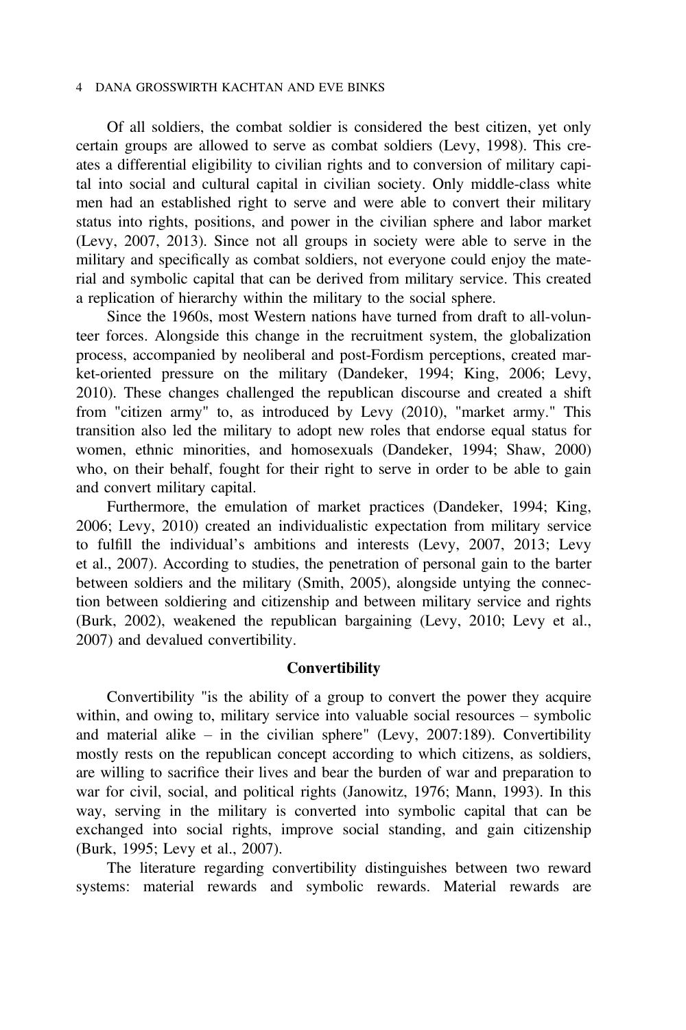Of all soldiers, the combat soldier is considered the best citizen, yet only certain groups are allowed to serve as combat soldiers (Levy, 1998). This creates a differential eligibility to civilian rights and to conversion of military capital into social and cultural capital in civilian society. Only middle-class white men had an established right to serve and were able to convert their military status into rights, positions, and power in the civilian sphere and labor market (Levy, 2007, 2013). Since not all groups in society were able to serve in the military and specifically as combat soldiers, not everyone could enjoy the material and symbolic capital that can be derived from military service. This created a replication of hierarchy within the military to the social sphere.

Since the 1960s, most Western nations have turned from draft to all-volunteer forces. Alongside this change in the recruitment system, the globalization process, accompanied by neoliberal and post-Fordism perceptions, created market-oriented pressure on the military (Dandeker, 1994; King, 2006; Levy, 2010). These changes challenged the republican discourse and created a shift from "citizen army" to, as introduced by Levy (2010), "market army." This transition also led the military to adopt new roles that endorse equal status for women, ethnic minorities, and homosexuals (Dandeker, 1994; Shaw, 2000) who, on their behalf, fought for their right to serve in order to be able to gain and convert military capital.

Furthermore, the emulation of market practices (Dandeker, 1994; King, 2006; Levy, 2010) created an individualistic expectation from military service to fulfill the individual's ambitions and interests (Levy, 2007, 2013; Levy et al., 2007). According to studies, the penetration of personal gain to the barter between soldiers and the military (Smith, 2005), alongside untying the connection between soldiering and citizenship and between military service and rights (Burk, 2002), weakened the republican bargaining (Levy, 2010; Levy et al., 2007) and devalued convertibility.

## Convertibility

Convertibility "is the ability of a group to convert the power they acquire within, and owing to, military service into valuable social resources – symbolic and material alike – in the civilian sphere" (Levy, 2007:189). Convertibility mostly rests on the republican concept according to which citizens, as soldiers, are willing to sacrifice their lives and bear the burden of war and preparation to war for civil, social, and political rights (Janowitz, 1976; Mann, 1993). In this way, serving in the military is converted into symbolic capital that can be exchanged into social rights, improve social standing, and gain citizenship (Burk, 1995; Levy et al., 2007).

The literature regarding convertibility distinguishes between two reward systems: material rewards and symbolic rewards. Material rewards are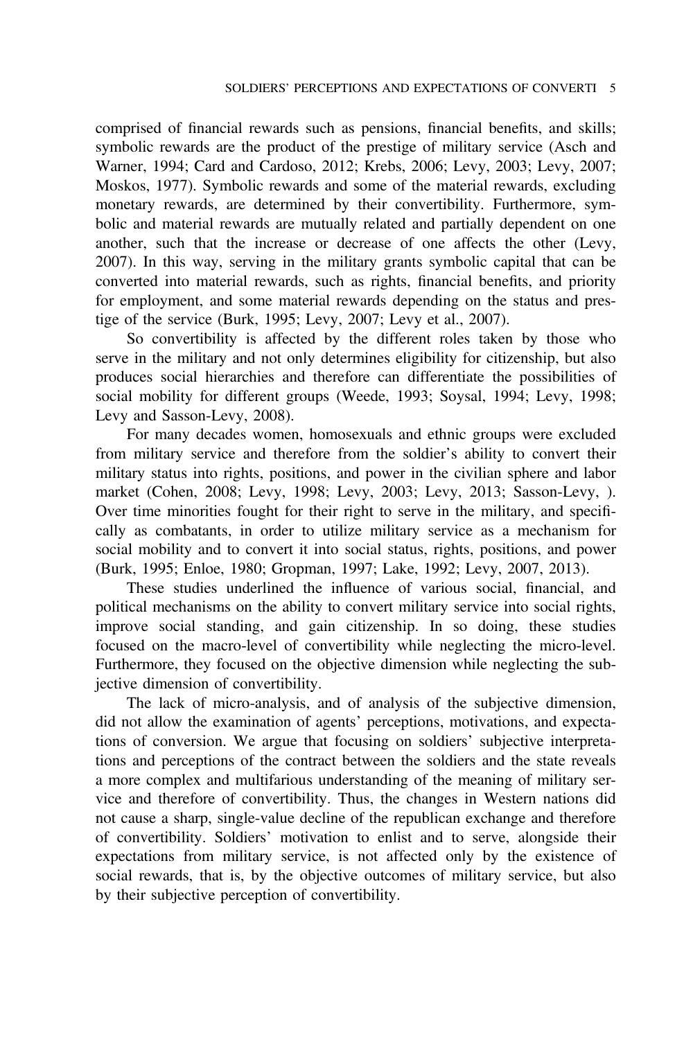comprised of financial rewards such as pensions, financial benefits, and skills; symbolic rewards are the product of the prestige of military service (Asch and Warner, 1994; Card and Cardoso, 2012; Krebs, 2006; Levy, 2003; Levy, 2007; Moskos, 1977). Symbolic rewards and some of the material rewards, excluding monetary rewards, are determined by their convertibility. Furthermore, symbolic and material rewards are mutually related and partially dependent on one another, such that the increase or decrease of one affects the other (Levy, 2007). In this way, serving in the military grants symbolic capital that can be converted into material rewards, such as rights, financial benefits, and priority for employment, and some material rewards depending on the status and prestige of the service (Burk, 1995; Levy, 2007; Levy et al., 2007).

So convertibility is affected by the different roles taken by those who serve in the military and not only determines eligibility for citizenship, but also produces social hierarchies and therefore can differentiate the possibilities of social mobility for different groups (Weede, 1993; Soysal, 1994; Levy, 1998; Levy and Sasson-Levy, 2008).

For many decades women, homosexuals and ethnic groups were excluded from military service and therefore from the soldier's ability to convert their military status into rights, positions, and power in the civilian sphere and labor market (Cohen, 2008; Levy, 1998; Levy, 2003; Levy, 2013; Sasson-Levy, ). Over time minorities fought for their right to serve in the military, and specifically as combatants, in order to utilize military service as a mechanism for social mobility and to convert it into social status, rights, positions, and power (Burk, 1995; Enloe, 1980; Gropman, 1997; Lake, 1992; Levy, 2007, 2013).

These studies underlined the influence of various social, financial, and political mechanisms on the ability to convert military service into social rights, improve social standing, and gain citizenship. In so doing, these studies focused on the macro-level of convertibility while neglecting the micro-level. Furthermore, they focused on the objective dimension while neglecting the subjective dimension of convertibility.

The lack of micro-analysis, and of analysis of the subjective dimension, did not allow the examination of agents' perceptions, motivations, and expectations of conversion. We argue that focusing on soldiers' subjective interpretations and perceptions of the contract between the soldiers and the state reveals a more complex and multifarious understanding of the meaning of military service and therefore of convertibility. Thus, the changes in Western nations did not cause a sharp, single-value decline of the republican exchange and therefore of convertibility. Soldiers' motivation to enlist and to serve, alongside their expectations from military service, is not affected only by the existence of social rewards, that is, by the objective outcomes of military service, but also by their subjective perception of convertibility.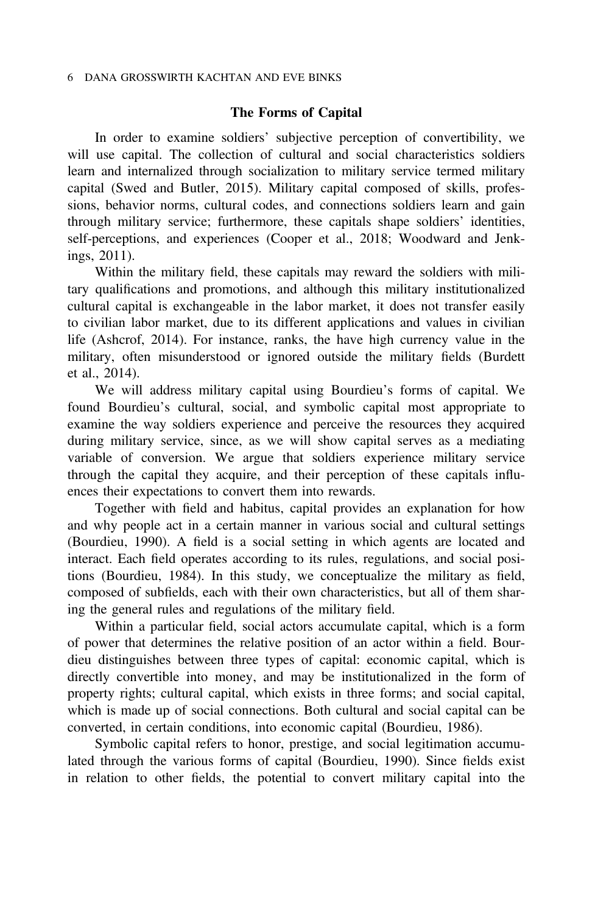## The Forms of Capital

In order to examine soldiers' subjective perception of convertibility, we will use capital. The collection of cultural and social characteristics soldiers learn and internalized through socialization to military service termed military capital (Swed and Butler, 2015). Military capital composed of skills, professions, behavior norms, cultural codes, and connections soldiers learn and gain through military service; furthermore, these capitals shape soldiers' identities, self-perceptions, and experiences (Cooper et al., 2018; Woodward and Jenkings, 2011).

Within the military field, these capitals may reward the soldiers with military qualifications and promotions, and although this military institutionalized cultural capital is exchangeable in the labor market, it does not transfer easily to civilian labor market, due to its different applications and values in civilian life (Ashcrof, 2014). For instance, ranks, the have high currency value in the military, often misunderstood or ignored outside the military fields (Burdett et al., 2014).

We will address military capital using Bourdieu's forms of capital. We found Bourdieu's cultural, social, and symbolic capital most appropriate to examine the way soldiers experience and perceive the resources they acquired during military service, since, as we will show capital serves as a mediating variable of conversion. We argue that soldiers experience military service through the capital they acquire, and their perception of these capitals influences their expectations to convert them into rewards.

Together with field and habitus, capital provides an explanation for how and why people act in a certain manner in various social and cultural settings (Bourdieu, 1990). A field is a social setting in which agents are located and interact. Each field operates according to its rules, regulations, and social positions (Bourdieu, 1984). In this study, we conceptualize the military as field, composed of subfields, each with their own characteristics, but all of them sharing the general rules and regulations of the military field.

Within a particular field, social actors accumulate capital, which is a form of power that determines the relative position of an actor within a field. Bourdieu distinguishes between three types of capital: economic capital, which is directly convertible into money, and may be institutionalized in the form of property rights; cultural capital, which exists in three forms; and social capital, which is made up of social connections. Both cultural and social capital can be converted, in certain conditions, into economic capital (Bourdieu, 1986).

Symbolic capital refers to honor, prestige, and social legitimation accumulated through the various forms of capital (Bourdieu, 1990). Since fields exist in relation to other fields, the potential to convert military capital into the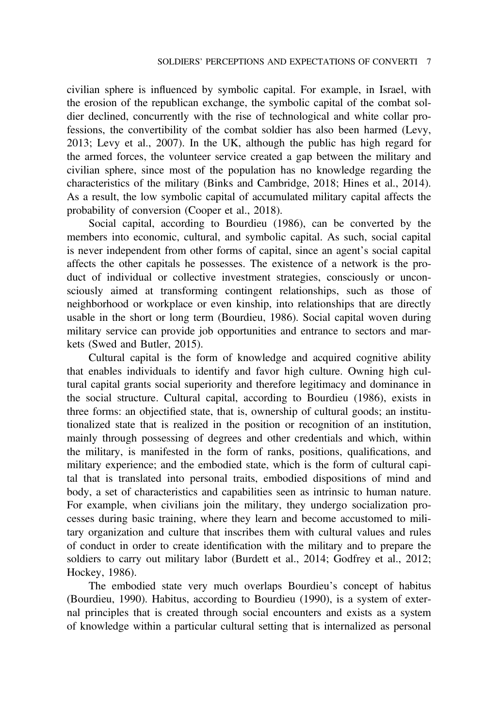civilian sphere is influenced by symbolic capital. For example, in Israel, with the erosion of the republican exchange, the symbolic capital of the combat soldier declined, concurrently with the rise of technological and white collar professions, the convertibility of the combat soldier has also been harmed (Levy, 2013; Levy et al., 2007). In the UK, although the public has high regard for the armed forces, the volunteer service created a gap between the military and civilian sphere, since most of the population has no knowledge regarding the characteristics of the military (Binks and Cambridge, 2018; Hines et al., 2014). As a result, the low symbolic capital of accumulated military capital affects the probability of conversion (Cooper et al., 2018).

Social capital, according to Bourdieu (1986), can be converted by the members into economic, cultural, and symbolic capital. As such, social capital is never independent from other forms of capital, since an agent's social capital affects the other capitals he possesses. The existence of a network is the product of individual or collective investment strategies, consciously or unconsciously aimed at transforming contingent relationships, such as those of neighborhood or workplace or even kinship, into relationships that are directly usable in the short or long term (Bourdieu, 1986). Social capital woven during military service can provide job opportunities and entrance to sectors and markets (Swed and Butler, 2015).

Cultural capital is the form of knowledge and acquired cognitive ability that enables individuals to identify and favor high culture. Owning high cultural capital grants social superiority and therefore legitimacy and dominance in the social structure. Cultural capital, according to Bourdieu (1986), exists in three forms: an objectified state, that is, ownership of cultural goods; an institutionalized state that is realized in the position or recognition of an institution, mainly through possessing of degrees and other credentials and which, within the military, is manifested in the form of ranks, positions, qualifications, and military experience; and the embodied state, which is the form of cultural capital that is translated into personal traits, embodied dispositions of mind and body, a set of characteristics and capabilities seen as intrinsic to human nature. For example, when civilians join the military, they undergo socialization processes during basic training, where they learn and become accustomed to military organization and culture that inscribes them with cultural values and rules of conduct in order to create identification with the military and to prepare the soldiers to carry out military labor (Burdett et al., 2014; Godfrey et al., 2012; Hockey, 1986).

The embodied state very much overlaps Bourdieu's concept of habitus (Bourdieu, 1990). Habitus, according to Bourdieu (1990), is a system of external principles that is created through social encounters and exists as a system of knowledge within a particular cultural setting that is internalized as personal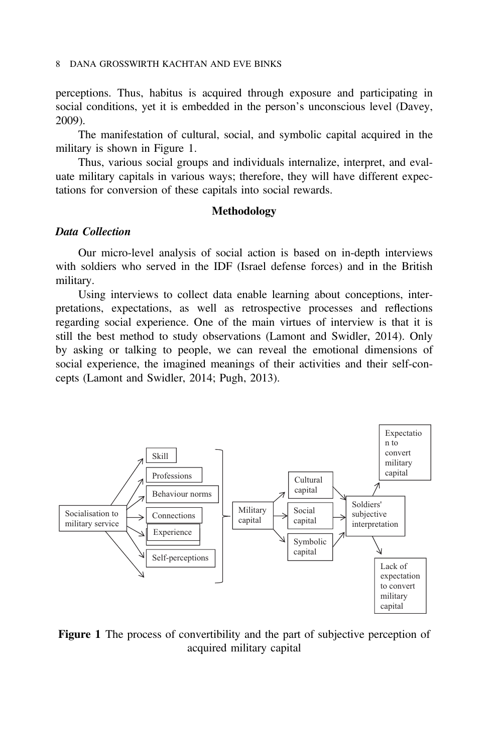perceptions. Thus, habitus is acquired through exposure and participating in social conditions, yet it is embedded in the person's unconscious level (Davey, 2009).

The manifestation of cultural, social, and symbolic capital acquired in the military is shown in Figure 1.

Thus, various social groups and individuals internalize, interpret, and evaluate military capitals in various ways; therefore, they will have different expectations for conversion of these capitals into social rewards.

## Methodology

### *Data Collection*

Our micro-level analysis of social action is based on in-depth interviews with soldiers who served in the IDF (Israel defense forces) and in the British military.

Using interviews to collect data enable learning about conceptions, interpretations, expectations, as well as retrospective processes and reflections regarding social experience. One of the main virtues of interview is that it is still the best method to study observations (Lamont and Swidler, 2014). Only by asking or talking to people, we can reveal the emotional dimensions of social experience, the imagined meanings of their activities and their self-concepts (Lamont and Swidler, 2014; Pugh, 2013).

Socialisation to military service → Skill, Professions, Behaviour norms, Connections, Experience, Self-perceptions → Military capital → Cultural capital, Social capital, Symbolic capital → Soldiers' subjective interpretation → Expectation to convert military capital / Lack of expectation to convert military capital

**Figure 1** The process of convertibility and the part of subjective perception of acquired military capital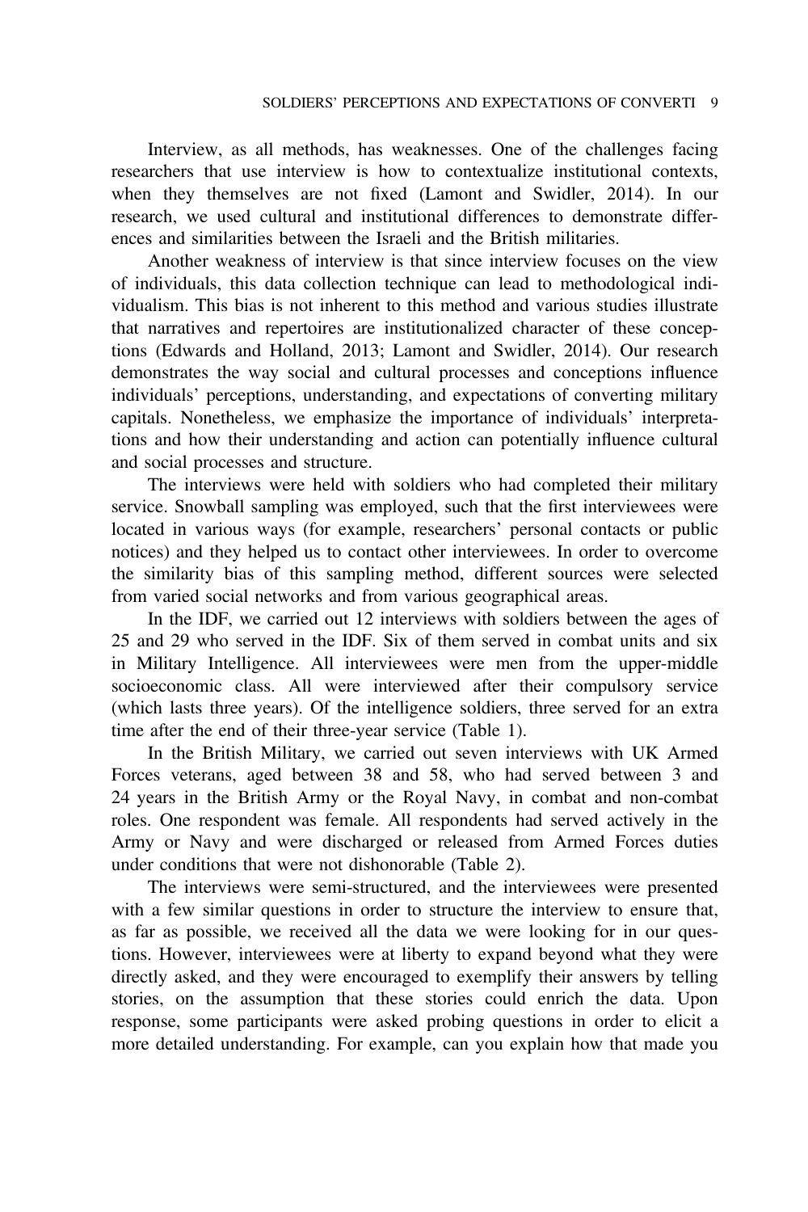Interview, as all methods, has weaknesses. One of the challenges facing researchers that use interview is how to contextualize institutional contexts, when they themselves are not fixed (Lamont and Swidler, 2014). In our research, we used cultural and institutional differences to demonstrate differences and similarities between the Israeli and the British militaries.

Another weakness of interview is that since interview focuses on the view of individuals, this data collection technique can lead to methodological individualism. This bias is not inherent to this method and various studies illustrate that narratives and repertoires are institutionalized character of these conceptions (Edwards and Holland, 2013; Lamont and Swidler, 2014). Our research demonstrates the way social and cultural processes and conceptions influence individuals' perceptions, understanding, and expectations of converting military capitals. Nonetheless, we emphasize the importance of individuals' interpretations and how their understanding and action can potentially influence cultural and social processes and structure.

The interviews were held with soldiers who had completed their military service. Snowball sampling was employed, such that the first interviewees were located in various ways (for example, researchers' personal contacts or public notices) and they helped us to contact other interviewees. In order to overcome the similarity bias of this sampling method, different sources were selected from varied social networks and from various geographical areas.

In the IDF, we carried out 12 interviews with soldiers between the ages of 25 and 29 who served in the IDF. Six of them served in combat units and six in Military Intelligence. All interviewees were men from the upper-middle socioeconomic class. All were interviewed after their compulsory service (which lasts three years). Of the intelligence soldiers, three served for an extra time after the end of their three-year service (Table 1).

In the British Military, we carried out seven interviews with UK Armed Forces veterans, aged between 38 and 58, who had served between 3 and 24 years in the British Army or the Royal Navy, in combat and non-combat roles. One respondent was female. All respondents had served actively in the Army or Navy and were discharged or released from Armed Forces duties under conditions that were not dishonorable (Table 2).

The interviews were semi-structured, and the interviewees were presented with a few similar questions in order to structure the interview to ensure that, as far as possible, we received all the data we were looking for in our questions. However, interviewees were at liberty to expand beyond what they were directly asked, and they were encouraged to exemplify their answers by telling stories, on the assumption that these stories could enrich the data. Upon response, some participants were asked probing questions in order to elicit a more detailed understanding. For example, can you explain how that made you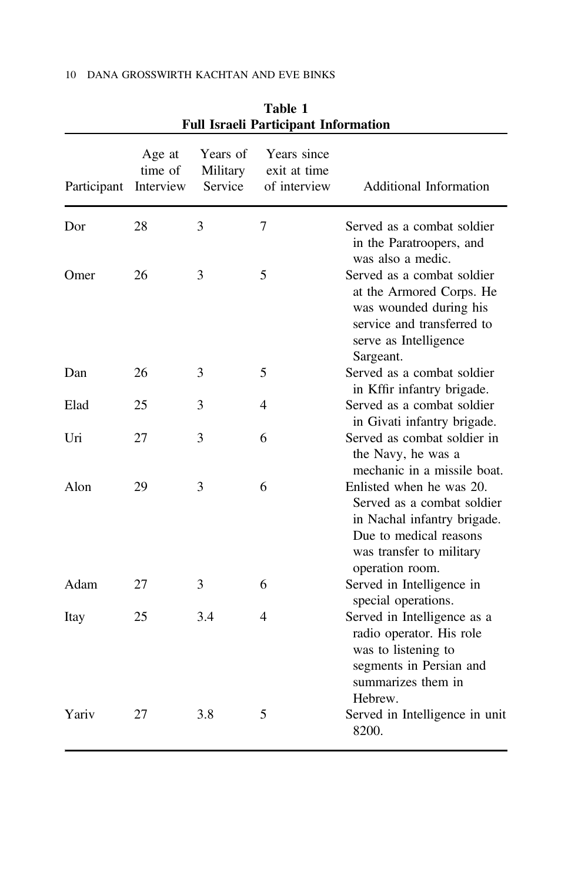**Table 1**
**Full Israeli Participant Information**

| Participant | Age at time of Interview | Years of Military Service | Years since exit at time of interview | Additional Information |
|---|---|---|---|---|
| Dor | 28 | 3 | 7 | Served as a combat soldier in the Paratroopers, and was also a medic. |
| Omer | 26 | 3 | 5 | Served as a combat soldier at the Armored Corps. He was wounded during his service and transferred to serve as Intelligence Sargeant. |
| Dan | 26 | 3 | 5 | Served as a combat soldier in Kffir infantry brigade. |
| Elad | 25 | 3 | 4 | Served as a combat soldier in Givati infantry brigade. |
| Uri | 27 | 3 | 6 | Served as combat soldier in the Navy, he was a mechanic in a missile boat. |
| Alon | 29 | 3 | 6 | Enlisted when he was 20. Served as a combat soldier in Nachal infantry brigade. Due to medical reasons was transfer to military operation room. |
| Adam | 27 | 3 | 6 | Served in Intelligence in special operations. |
| Itay | 25 | 3.4 | 4 | Served in Intelligence as a radio operator. His role was to listening to segments in Persian and summarizes them in Hebrew. |
| Yariv | 27 | 3.8 | 5 | Served in Intelligence in unit 8200. |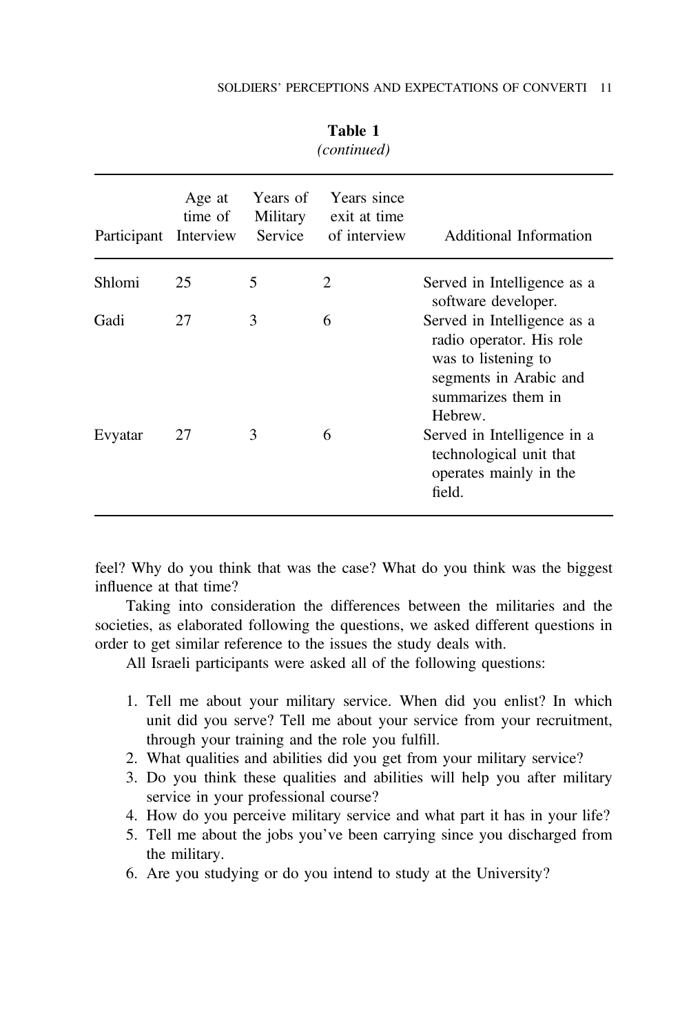**Table 1**
*(continued)*

| Participant | Age at time of Interview | Years of Military Service | Years since exit at time of interview | Additional Information |
|---|---|---|---|---|
| Shlomi | 25 | 5 | 2 | Served in Intelligence as a software developer. |
| Gadi | 27 | 3 | 6 | Served in Intelligence as a radio operator. His role was to listening to segments in Arabic and summarizes them in Hebrew. |
| Evyatar | 27 | 3 | 6 | Served in Intelligence in a technological unit that operates mainly in the field. |

feel? Why do you think that was the case? What do you think was the biggest influence at that time?

Taking into consideration the differences between the militaries and the societies, as elaborated following the questions, we asked different questions in order to get similar reference to the issues the study deals with.

All Israeli participants were asked all of the following questions:

1. Tell me about your military service. When did you enlist? In which unit did you serve? Tell me about your service from your recruitment, through your training and the role you fulfill.
2. What qualities and abilities did you get from your military service?
3. Do you think these qualities and abilities will help you after military service in your professional course?
4. How do you perceive military service and what part it has in your life?
5. Tell me about the jobs you've been carrying since you discharged from the military.
6. Are you studying or do you intend to study at the University?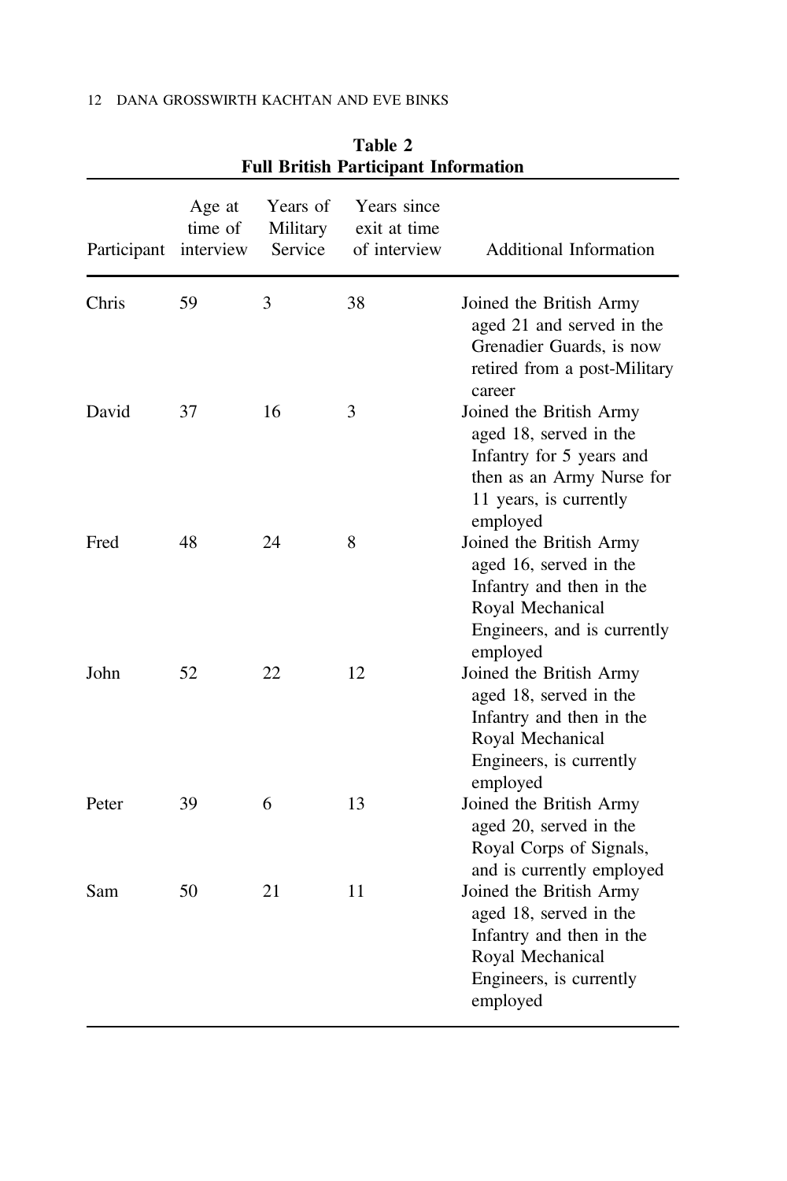**Table 2**
**Full British Participant Information**

| Participant | Age at time of interview | Years of Military Service | Years since exit at time of interview | Additional Information |
|---|---|---|---|---|
| Chris | 59 | 3 | 38 | Joined the British Army aged 21 and served in the Grenadier Guards, is now retired from a post-Military career |
| David | 37 | 16 | 3 | Joined the British Army aged 18, served in the Infantry for 5 years and then as an Army Nurse for 11 years, is currently employed |
| Fred | 48 | 24 | 8 | Joined the British Army aged 16, served in the Infantry and then in the Royal Mechanical Engineers, and is currently employed |
| John | 52 | 22 | 12 | Joined the British Army aged 18, served in the Infantry and then in the Royal Mechanical Engineers, is currently employed |
| Peter | 39 | 6 | 13 | Joined the British Army aged 20, served in the Royal Corps of Signals, and is currently employed |
| Sam | 50 | 21 | 11 | Joined the British Army aged 18, served in the Infantry and then in the Royal Mechanical Engineers, is currently employed |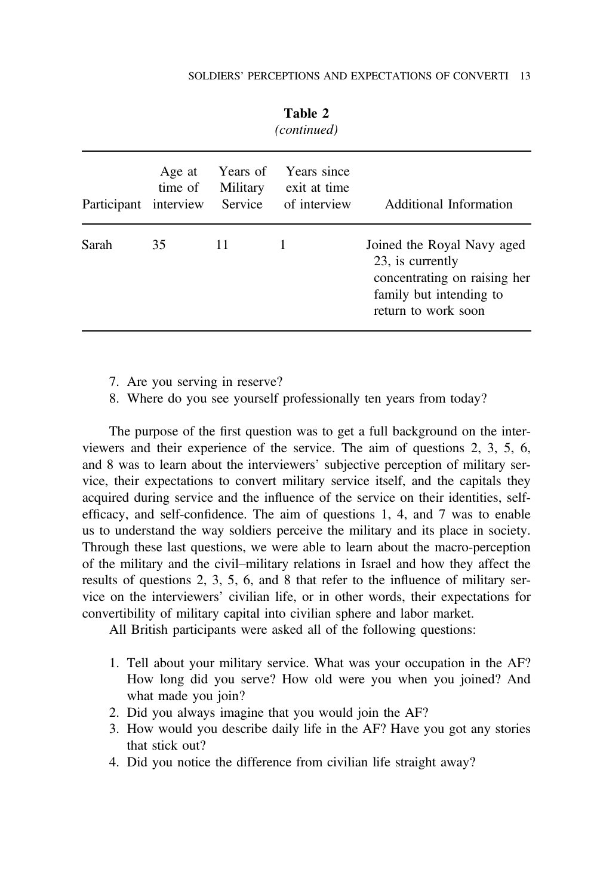**Table 2**
*(continued)*

| Participant | Age at time of interview | Years of Military Service | Years since exit at time of interview | Additional Information |
|---|---|---|---|---|
| Sarah | 35 | 11 | 1 | Joined the Royal Navy aged 23, is currently concentrating on raising her family but intending to return to work soon |

7. Are you serving in reserve?
8. Where do you see yourself professionally ten years from today?

The purpose of the first question was to get a full background on the interviewers and their experience of the service. The aim of questions 2, 3, 5, 6, and 8 was to learn about the interviewers' subjective perception of military service, their expectations to convert military service itself, and the capitals they acquired during service and the influence of the service on their identities, self-efficacy, and self-confidence. The aim of questions 1, 4, and 7 was to enable us to understand the way soldiers perceive the military and its place in society. Through these last questions, we were able to learn about the macro-perception of the military and the civil–military relations in Israel and how they affect the results of questions 2, 3, 5, 6, and 8 that refer to the influence of military service on the interviewers' civilian life, or in other words, their expectations for convertibility of military capital into civilian sphere and labor market.

All British participants were asked all of the following questions:

1. Tell about your military service. What was your occupation in the AF? How long did you serve? How old were you when you joined? And what made you join?
2. Did you always imagine that you would join the AF?
3. How would you describe daily life in the AF? Have you got any stories that stick out?
4. Did you notice the difference from civilian life straight away?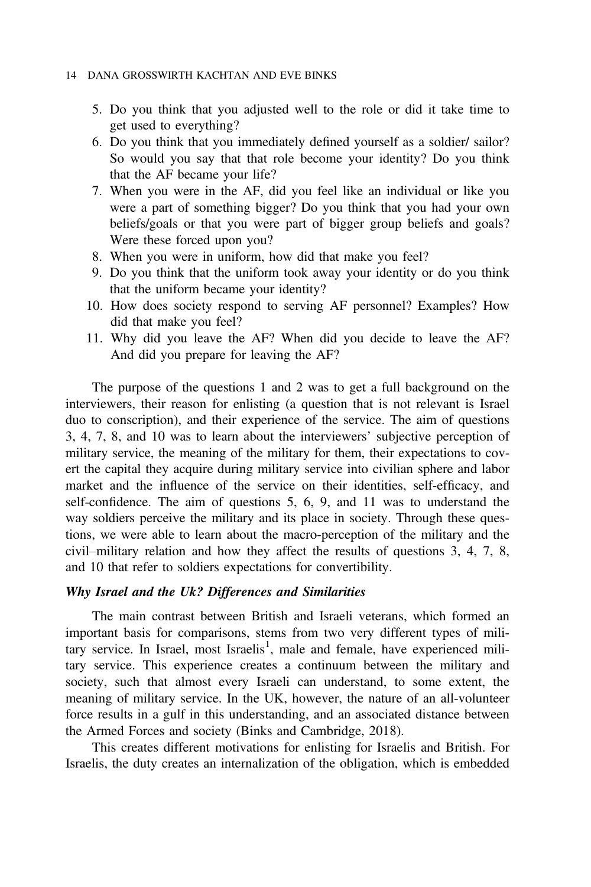5. Do you think that you adjusted well to the role or did it take time to get used to everything?
6. Do you think that you immediately defined yourself as a soldier/ sailor? So would you say that that role become your identity? Do you think that the AF became your life?
7. When you were in the AF, did you feel like an individual or like you were a part of something bigger? Do you think that you had your own beliefs/goals or that you were part of bigger group beliefs and goals? Were these forced upon you?
8. When you were in uniform, how did that make you feel?
9. Do you think that the uniform took away your identity or do you think that the uniform became your identity?
10. How does society respond to serving AF personnel? Examples? How did that make you feel?
11. Why did you leave the AF? When did you decide to leave the AF? And did you prepare for leaving the AF?

The purpose of the questions 1 and 2 was to get a full background on the interviewers, their reason for enlisting (a question that is not relevant is Israel duo to conscription), and their experience of the service. The aim of questions 3, 4, 7, 8, and 10 was to learn about the interviewers' subjective perception of military service, the meaning of the military for them, their expectations to covert the capital they acquire during military service into civilian sphere and labor market and the influence of the service on their identities, self-efficacy, and self-confidence. The aim of questions 5, 6, 9, and 11 was to understand the way soldiers perceive the military and its place in society. Through these questions, we were able to learn about the macro-perception of the military and the civil–military relation and how they affect the results of questions 3, 4, 7, 8, and 10 that refer to soldiers expectations for convertibility.

### *Why Israel and the Uk? Differences and Similarities*

The main contrast between British and Israeli veterans, which formed an important basis for comparisons, stems from two very different types of military service. In Israel, most Israelis[1], male and female, have experienced military service. This experience creates a continuum between the military and society, such that almost every Israeli can understand, to some extent, the meaning of military service. In the UK, however, the nature of an all-volunteer force results in a gulf in this understanding, and an associated distance between the Armed Forces and society (Binks and Cambridge, 2018).

This creates different motivations for enlisting for Israelis and British. For Israelis, the duty creates an internalization of the obligation, which is embedded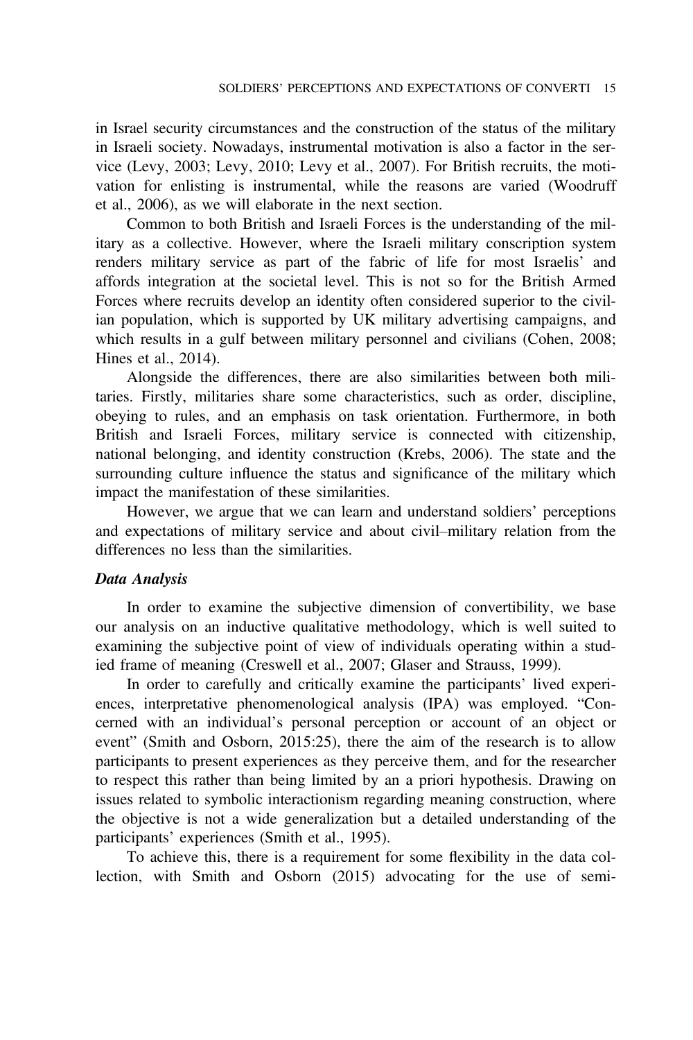in Israel security circumstances and the construction of the status of the military in Israeli society. Nowadays, instrumental motivation is also a factor in the service (Levy, 2003; Levy, 2010; Levy et al., 2007). For British recruits, the motivation for enlisting is instrumental, while the reasons are varied (Woodruff et al., 2006), as we will elaborate in the next section.

Common to both British and Israeli Forces is the understanding of the military as a collective. However, where the Israeli military conscription system renders military service as part of the fabric of life for most Israelis' and affords integration at the societal level. This is not so for the British Armed Forces where recruits develop an identity often considered superior to the civilian population, which is supported by UK military advertising campaigns, and which results in a gulf between military personnel and civilians (Cohen, 2008; Hines et al., 2014).

Alongside the differences, there are also similarities between both militaries. Firstly, militaries share some characteristics, such as order, discipline, obeying to rules, and an emphasis on task orientation. Furthermore, in both British and Israeli Forces, military service is connected with citizenship, national belonging, and identity construction (Krebs, 2006). The state and the surrounding culture influence the status and significance of the military which impact the manifestation of these similarities.

However, we argue that we can learn and understand soldiers' perceptions and expectations of military service and about civil–military relation from the differences no less than the similarities.

### *Data Analysis*

In order to examine the subjective dimension of convertibility, we base our analysis on an inductive qualitative methodology, which is well suited to examining the subjective point of view of individuals operating within a studied frame of meaning (Creswell et al., 2007; Glaser and Strauss, 1999).

In order to carefully and critically examine the participants' lived experiences, interpretative phenomenological analysis (IPA) was employed. "Concerned with an individual's personal perception or account of an object or event" (Smith and Osborn, 2015:25), there the aim of the research is to allow participants to present experiences as they perceive them, and for the researcher to respect this rather than being limited by an a priori hypothesis. Drawing on issues related to symbolic interactionism regarding meaning construction, where the objective is not a wide generalization but a detailed understanding of the participants' experiences (Smith et al., 1995).

To achieve this, there is a requirement for some flexibility in the data collection, with Smith and Osborn (2015) advocating for the use of semi-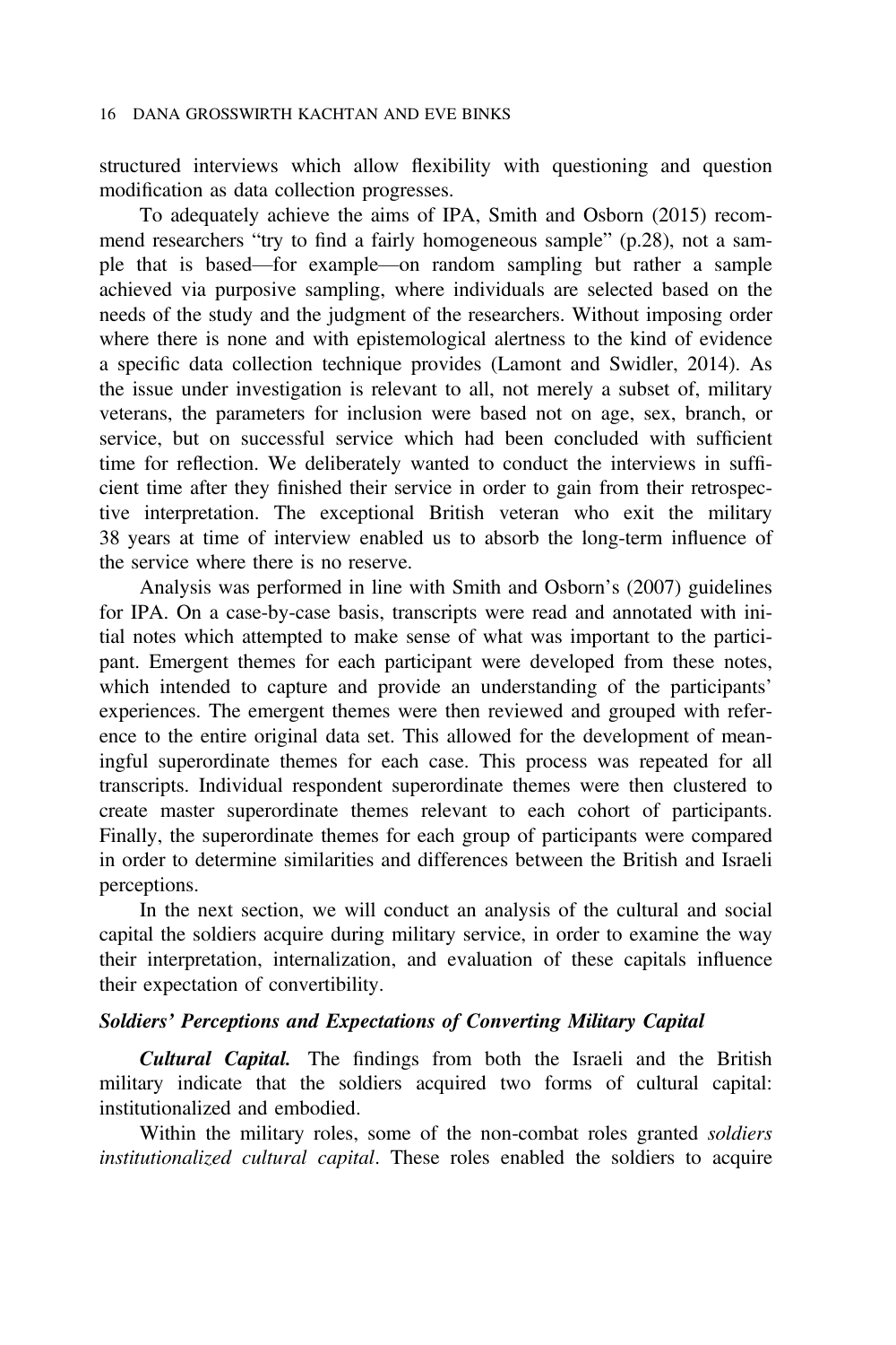structured interviews which allow flexibility with questioning and question modification as data collection progresses.

To adequately achieve the aims of IPA, Smith and Osborn (2015) recommend researchers "try to find a fairly homogeneous sample" (p.28), not a sample that is based—for example—on random sampling but rather a sample achieved via purposive sampling, where individuals are selected based on the needs of the study and the judgment of the researchers. Without imposing order where there is none and with epistemological alertness to the kind of evidence a specific data collection technique provides (Lamont and Swidler, 2014). As the issue under investigation is relevant to all, not merely a subset of, military veterans, the parameters for inclusion were based not on age, sex, branch, or service, but on successful service which had been concluded with sufficient time for reflection. We deliberately wanted to conduct the interviews in sufficient time after they finished their service in order to gain from their retrospective interpretation. The exceptional British veteran who exit the military 38 years at time of interview enabled us to absorb the long-term influence of the service where there is no reserve.

Analysis was performed in line with Smith and Osborn's (2007) guidelines for IPA. On a case-by-case basis, transcripts were read and annotated with initial notes which attempted to make sense of what was important to the participant. Emergent themes for each participant were developed from these notes, which intended to capture and provide an understanding of the participants' experiences. The emergent themes were then reviewed and grouped with reference to the entire original data set. This allowed for the development of meaningful superordinate themes for each case. This process was repeated for all transcripts. Individual respondent superordinate themes were then clustered to create master superordinate themes relevant to each cohort of participants. Finally, the superordinate themes for each group of participants were compared in order to determine similarities and differences between the British and Israeli perceptions.

In the next section, we will conduct an analysis of the cultural and social capital the soldiers acquire during military service, in order to examine the way their interpretation, internalization, and evaluation of these capitals influence their expectation of convertibility.

### *Soldiers' Perceptions and Expectations of Converting Military Capital*

***Cultural Capital.*** The findings from both the Israeli and the British military indicate that the soldiers acquired two forms of cultural capital: institutionalized and embodied.

Within the military roles, some of the non-combat roles granted *soldiers institutionalized cultural capital*. These roles enabled the soldiers to acquire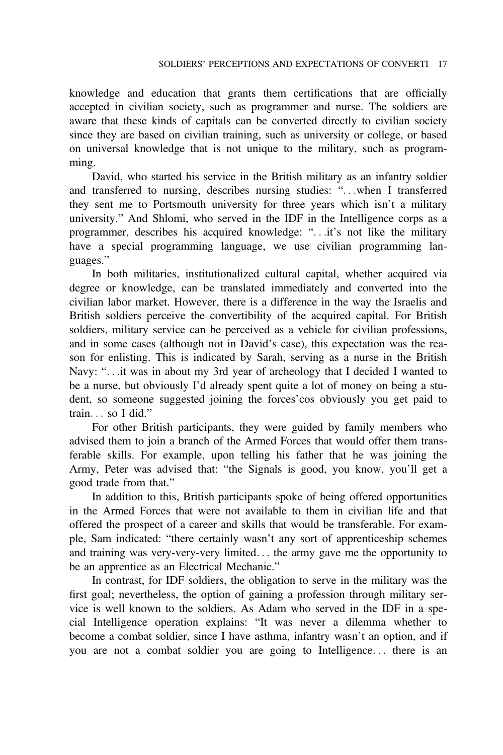knowledge and education that grants them certifications that are officially accepted in civilian society, such as programmer and nurse. The soldiers are aware that these kinds of capitals can be converted directly to civilian society since they are based on civilian training, such as university or college, or based on universal knowledge that is not unique to the military, such as programming.

David, who started his service in the British military as an infantry soldier and transferred to nursing, describes nursing studies: "...when I transferred they sent me to Portsmouth university for three years which isn't a military university." And Shlomi, who served in the IDF in the Intelligence corps as a programmer, describes his acquired knowledge: "...it's not like the military have a special programming language, we use civilian programming languages."

In both militaries, institutionalized cultural capital, whether acquired via degree or knowledge, can be translated immediately and converted into the civilian labor market. However, there is a difference in the way the Israelis and British soldiers perceive the convertibility of the acquired capital. For British soldiers, military service can be perceived as a vehicle for civilian professions, and in some cases (although not in David's case), this expectation was the reason for enlisting. This is indicated by Sarah, serving as a nurse in the British Navy: "...it was in about my 3rd year of archeology that I decided I wanted to be a nurse, but obviously I'd already spent quite a lot of money on being a student, so someone suggested joining the forces'cos obviously you get paid to train... so I did."

For other British participants, they were guided by family members who advised them to join a branch of the Armed Forces that would offer them transferable skills. For example, upon telling his father that he was joining the Army, Peter was advised that: "the Signals is good, you know, you'll get a good trade from that."

In addition to this, British participants spoke of being offered opportunities in the Armed Forces that were not available to them in civilian life and that offered the prospect of a career and skills that would be transferable. For example, Sam indicated: "there certainly wasn't any sort of apprenticeship schemes and training was very-very-very limited... the army gave me the opportunity to be an apprentice as an Electrical Mechanic."

In contrast, for IDF soldiers, the obligation to serve in the military was the first goal; nevertheless, the option of gaining a profession through military service is well known to the soldiers. As Adam who served in the IDF in a special Intelligence operation explains: "It was never a dilemma whether to become a combat soldier, since I have asthma, infantry wasn't an option, and if you are not a combat soldier you are going to Intelligence... there is an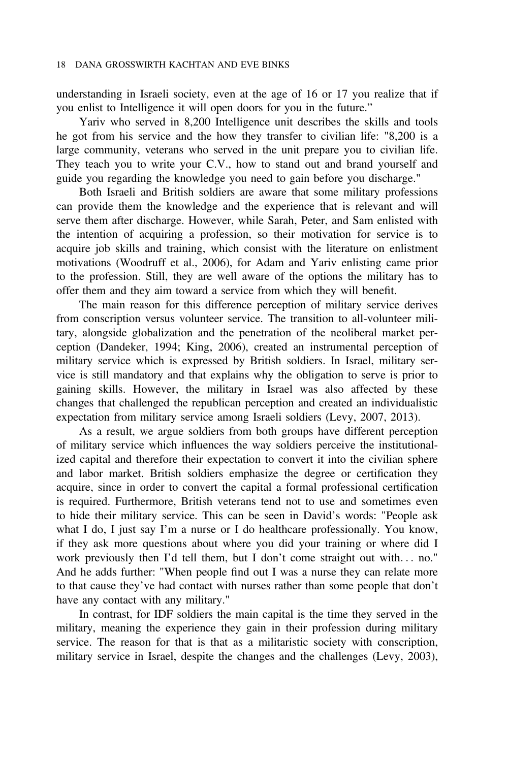understanding in Israeli society, even at the age of 16 or 17 you realize that if you enlist to Intelligence it will open doors for you in the future."

Yariv who served in 8,200 Intelligence unit describes the skills and tools he got from his service and the how they transfer to civilian life: "8,200 is a large community, veterans who served in the unit prepare you to civilian life. They teach you to write your C.V., how to stand out and brand yourself and guide you regarding the knowledge you need to gain before you discharge."

Both Israeli and British soldiers are aware that some military professions can provide them the knowledge and the experience that is relevant and will serve them after discharge. However, while Sarah, Peter, and Sam enlisted with the intention of acquiring a profession, so their motivation for service is to acquire job skills and training, which consist with the literature on enlistment motivations (Woodruff et al., 2006), for Adam and Yariv enlisting came prior to the profession. Still, they are well aware of the options the military has to offer them and they aim toward a service from which they will benefit.

The main reason for this difference perception of military service derives from conscription versus volunteer service. The transition to all-volunteer military, alongside globalization and the penetration of the neoliberal market perception (Dandeker, 1994; King, 2006), created an instrumental perception of military service which is expressed by British soldiers. In Israel, military service is still mandatory and that explains why the obligation to serve is prior to gaining skills. However, the military in Israel was also affected by these changes that challenged the republican perception and created an individualistic expectation from military service among Israeli soldiers (Levy, 2007, 2013).

As a result, we argue soldiers from both groups have different perception of military service which influences the way soldiers perceive the institutionalized capital and therefore their expectation to convert it into the civilian sphere and labor market. British soldiers emphasize the degree or certification they acquire, since in order to convert the capital a formal professional certification is required. Furthermore, British veterans tend not to use and sometimes even to hide their military service. This can be seen in David's words: "People ask what I do, I just say I'm a nurse or I do healthcare professionally. You know, if they ask more questions about where you did your training or where did I work previously then I'd tell them, but I don't come straight out with... no." And he adds further: "When people find out I was a nurse they can relate more to that cause they've had contact with nurses rather than some people that don't have any contact with any military."

In contrast, for IDF soldiers the main capital is the time they served in the military, meaning the experience they gain in their profession during military service. The reason for that is that as a militaristic society with conscription, military service in Israel, despite the changes and the challenges (Levy, 2003),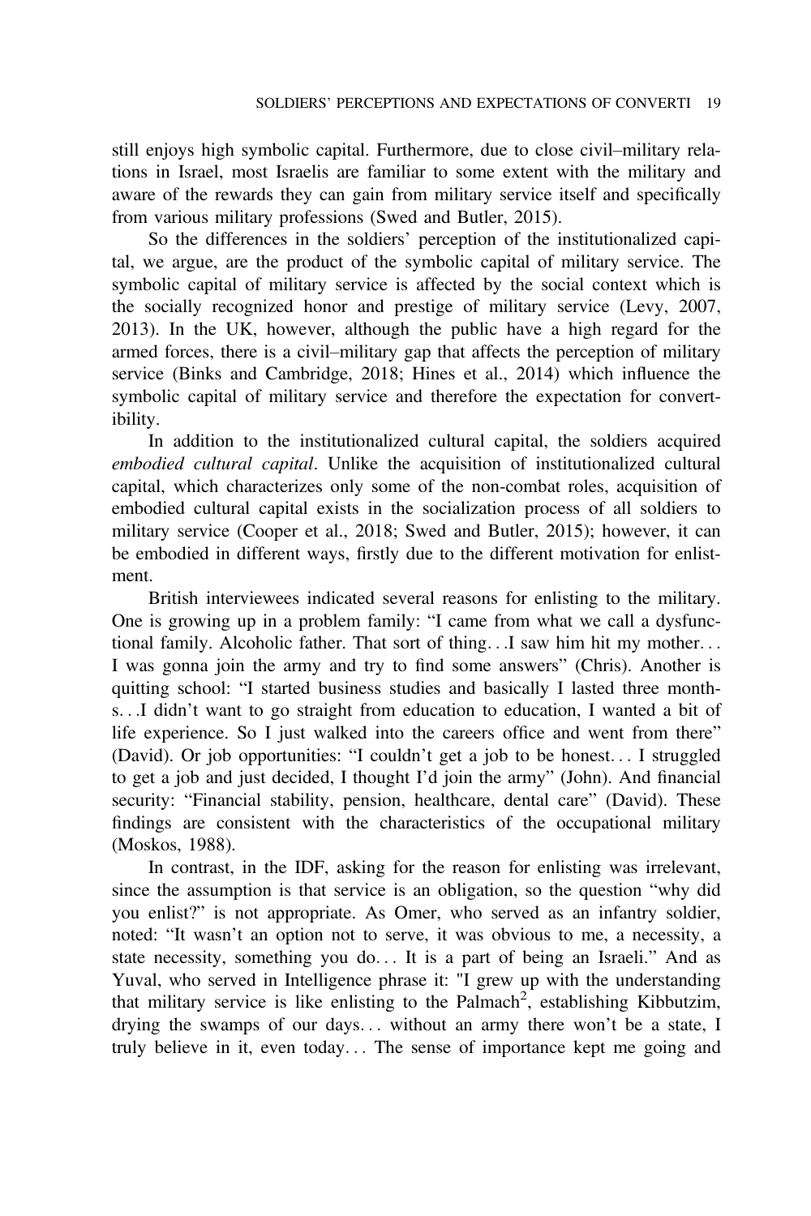still enjoys high symbolic capital. Furthermore, due to close civil–military relations in Israel, most Israelis are familiar to some extent with the military and aware of the rewards they can gain from military service itself and specifically from various military professions (Swed and Butler, 2015).

So the differences in the soldiers' perception of the institutionalized capital, we argue, are the product of the symbolic capital of military service. The symbolic capital of military service is affected by the social context which is the socially recognized honor and prestige of military service (Levy, 2007, 2013). In the UK, however, although the public have a high regard for the armed forces, there is a civil–military gap that affects the perception of military service (Binks and Cambridge, 2018; Hines et al., 2014) which influence the symbolic capital of military service and therefore the expectation for convertibility.

In addition to the institutionalized cultural capital, the soldiers acquired *embodied cultural capital*. Unlike the acquisition of institutionalized cultural capital, which characterizes only some of the non-combat roles, acquisition of embodied cultural capital exists in the socialization process of all soldiers to military service (Cooper et al., 2018; Swed and Butler, 2015); however, it can be embodied in different ways, firstly due to the different motivation for enlistment.

British interviewees indicated several reasons for enlisting to the military. One is growing up in a problem family: "I came from what we call a dysfunctional family. Alcoholic father. That sort of thing…I saw him hit my mother… I was gonna join the army and try to find some answers" (Chris). Another is quitting school: "I started business studies and basically I lasted three months…I didn't want to go straight from education to education, I wanted a bit of life experience. So I just walked into the careers office and went from there" (David). Or job opportunities: "I couldn't get a job to be honest… I struggled to get a job and just decided, I thought I'd join the army" (John). And financial security: "Financial stability, pension, healthcare, dental care" (David). These findings are consistent with the characteristics of the occupational military (Moskos, 1988).

In contrast, in the IDF, asking for the reason for enlisting was irrelevant, since the assumption is that service is an obligation, so the question "why did you enlist?" is not appropriate. As Omer, who served as an infantry soldier, noted: "It wasn't an option not to serve, it was obvious to me, a necessity, a state necessity, something you do… It is a part of being an Israeli." And as Yuval, who served in Intelligence phrase it: "I grew up with the understanding that military service is like enlisting to the Palmach[2], establishing Kibbutzim, drying the swamps of our days… without an army there won't be a state, I truly believe in it, even today… The sense of importance kept me going and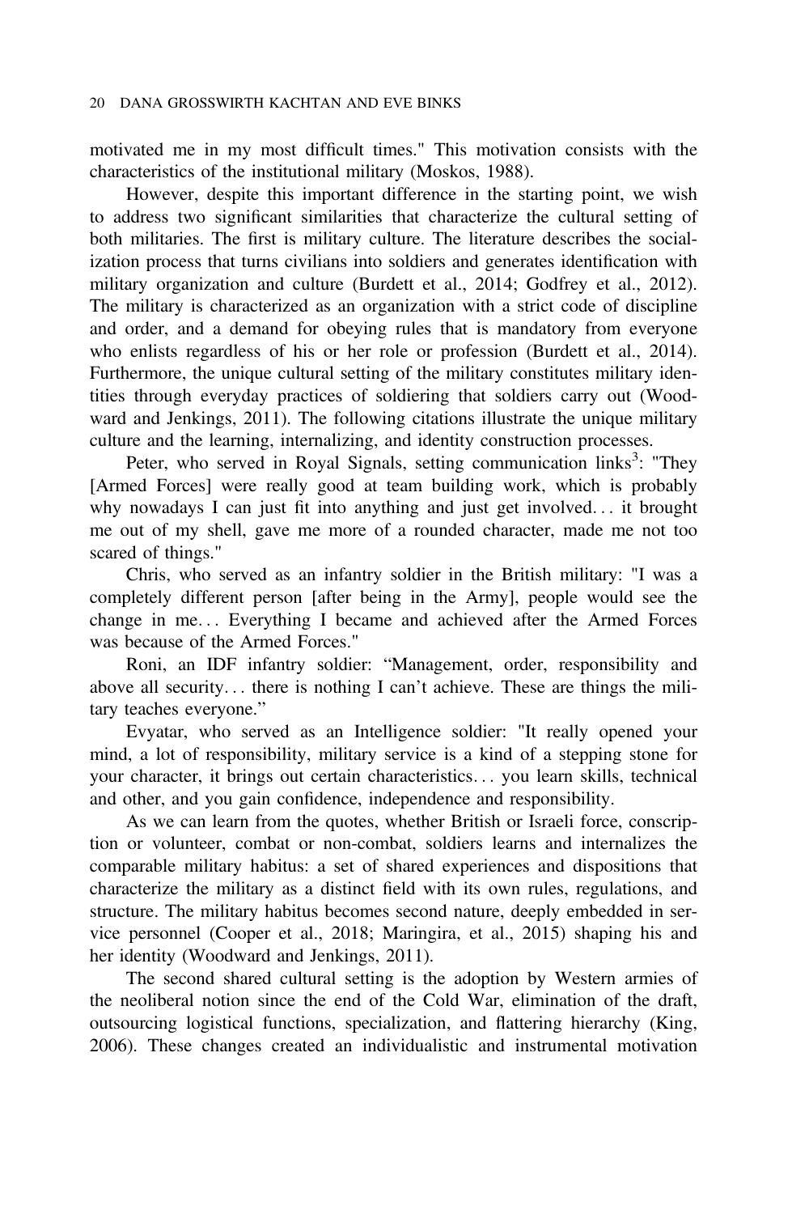motivated me in my most difficult times." This motivation consists with the characteristics of the institutional military (Moskos, 1988).

However, despite this important difference in the starting point, we wish to address two significant similarities that characterize the cultural setting of both militaries. The first is military culture. The literature describes the socialization process that turns civilians into soldiers and generates identification with military organization and culture (Burdett et al., 2014; Godfrey et al., 2012). The military is characterized as an organization with a strict code of discipline and order, and a demand for obeying rules that is mandatory from everyone who enlists regardless of his or her role or profession (Burdett et al., 2014). Furthermore, the unique cultural setting of the military constitutes military identities through everyday practices of soldiering that soldiers carry out (Woodward and Jenkings, 2011). The following citations illustrate the unique military culture and the learning, internalizing, and identity construction processes.

Peter, who served in Royal Signals, setting communication links[3]: "They [Armed Forces] were really good at team building work, which is probably why nowadays I can just fit into anything and just get involved… it brought me out of my shell, gave me more of a rounded character, made me not too scared of things."

Chris, who served as an infantry soldier in the British military: "I was a completely different person [after being in the Army], people would see the change in me… Everything I became and achieved after the Armed Forces was because of the Armed Forces."

Roni, an IDF infantry soldier: "Management, order, responsibility and above all security… there is nothing I can't achieve. These are things the military teaches everyone."

Evyatar, who served as an Intelligence soldier: "It really opened your mind, a lot of responsibility, military service is a kind of a stepping stone for your character, it brings out certain characteristics… you learn skills, technical and other, and you gain confidence, independence and responsibility.

As we can learn from the quotes, whether British or Israeli force, conscription or volunteer, combat or non-combat, soldiers learns and internalizes the comparable military habitus: a set of shared experiences and dispositions that characterize the military as a distinct field with its own rules, regulations, and structure. The military habitus becomes second nature, deeply embedded in service personnel (Cooper et al., 2018; Maringira, et al., 2015) shaping his and her identity (Woodward and Jenkings, 2011).

The second shared cultural setting is the adoption by Western armies of the neoliberal notion since the end of the Cold War, elimination of the draft, outsourcing logistical functions, specialization, and flattering hierarchy (King, 2006). These changes created an individualistic and instrumental motivation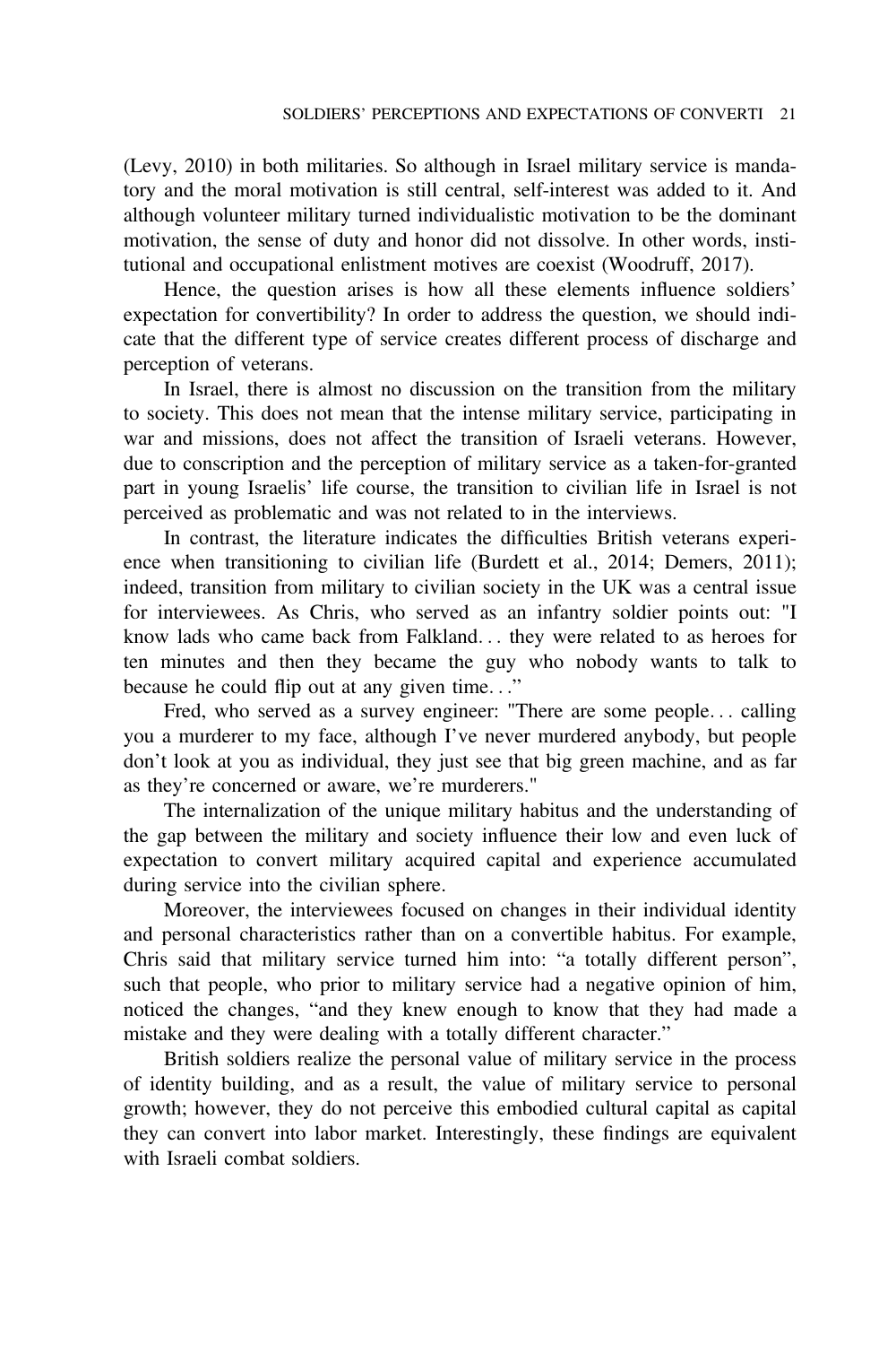(Levy, 2010) in both militaries. So although in Israel military service is mandatory and the moral motivation is still central, self-interest was added to it. And although volunteer military turned individualistic motivation to be the dominant motivation, the sense of duty and honor did not dissolve. In other words, institutional and occupational enlistment motives are coexist (Woodruff, 2017).

Hence, the question arises is how all these elements influence soldiers' expectation for convertibility? In order to address the question, we should indicate that the different type of service creates different process of discharge and perception of veterans.

In Israel, there is almost no discussion on the transition from the military to society. This does not mean that the intense military service, participating in war and missions, does not affect the transition of Israeli veterans. However, due to conscription and the perception of military service as a taken-for-granted part in young Israelis' life course, the transition to civilian life in Israel is not perceived as problematic and was not related to in the interviews.

In contrast, the literature indicates the difficulties British veterans experience when transitioning to civilian life (Burdett et al., 2014; Demers, 2011); indeed, transition from military to civilian society in the UK was a central issue for interviewees. As Chris, who served as an infantry soldier points out: "I know lads who came back from Falkland... they were related to as heroes for ten minutes and then they became the guy who nobody wants to talk to because he could flip out at any given time..."

Fred, who served as a survey engineer: "There are some people... calling you a murderer to my face, although I've never murdered anybody, but people don't look at you as individual, they just see that big green machine, and as far as they're concerned or aware, we're murderers."

The internalization of the unique military habitus and the understanding of the gap between the military and society influence their low and even luck of expectation to convert military acquired capital and experience accumulated during service into the civilian sphere.

Moreover, the interviewees focused on changes in their individual identity and personal characteristics rather than on a convertible habitus. For example, Chris said that military service turned him into: "a totally different person", such that people, who prior to military service had a negative opinion of him, noticed the changes, "and they knew enough to know that they had made a mistake and they were dealing with a totally different character."

British soldiers realize the personal value of military service in the process of identity building, and as a result, the value of military service to personal growth; however, they do not perceive this embodied cultural capital as capital they can convert into labor market. Interestingly, these findings are equivalent with Israeli combat soldiers.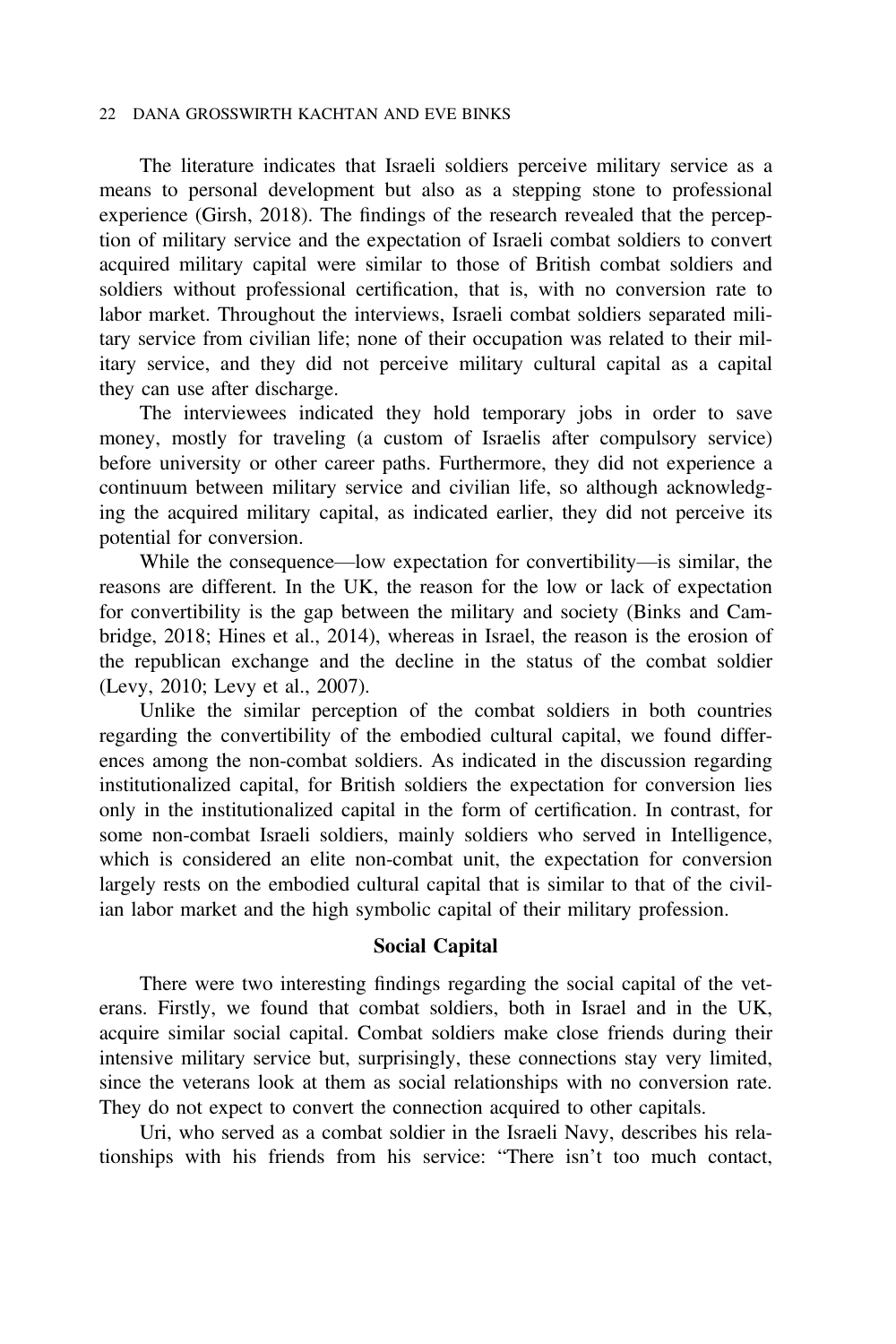The literature indicates that Israeli soldiers perceive military service as a means to personal development but also as a stepping stone to professional experience (Girsh, 2018). The findings of the research revealed that the perception of military service and the expectation of Israeli combat soldiers to convert acquired military capital were similar to those of British combat soldiers and soldiers without professional certification, that is, with no conversion rate to labor market. Throughout the interviews, Israeli combat soldiers separated military service from civilian life; none of their occupation was related to their military service, and they did not perceive military cultural capital as a capital they can use after discharge.

The interviewees indicated they hold temporary jobs in order to save money, mostly for traveling (a custom of Israelis after compulsory service) before university or other career paths. Furthermore, they did not experience a continuum between military service and civilian life, so although acknowledging the acquired military capital, as indicated earlier, they did not perceive its potential for conversion.

While the consequence—low expectation for convertibility—is similar, the reasons are different. In the UK, the reason for the low or lack of expectation for convertibility is the gap between the military and society (Binks and Cambridge, 2018; Hines et al., 2014), whereas in Israel, the reason is the erosion of the republican exchange and the decline in the status of the combat soldier (Levy, 2010; Levy et al., 2007).

Unlike the similar perception of the combat soldiers in both countries regarding the convertibility of the embodied cultural capital, we found differences among the non-combat soldiers. As indicated in the discussion regarding institutionalized capital, for British soldiers the expectation for conversion lies only in the institutionalized capital in the form of certification. In contrast, for some non-combat Israeli soldiers, mainly soldiers who served in Intelligence, which is considered an elite non-combat unit, the expectation for conversion largely rests on the embodied cultural capital that is similar to that of the civilian labor market and the high symbolic capital of their military profession.

## Social Capital

There were two interesting findings regarding the social capital of the veterans. Firstly, we found that combat soldiers, both in Israel and in the UK, acquire similar social capital. Combat soldiers make close friends during their intensive military service but, surprisingly, these connections stay very limited, since the veterans look at them as social relationships with no conversion rate. They do not expect to convert the connection acquired to other capitals.

Uri, who served as a combat soldier in the Israeli Navy, describes his relationships with his friends from his service: "There isn't too much contact,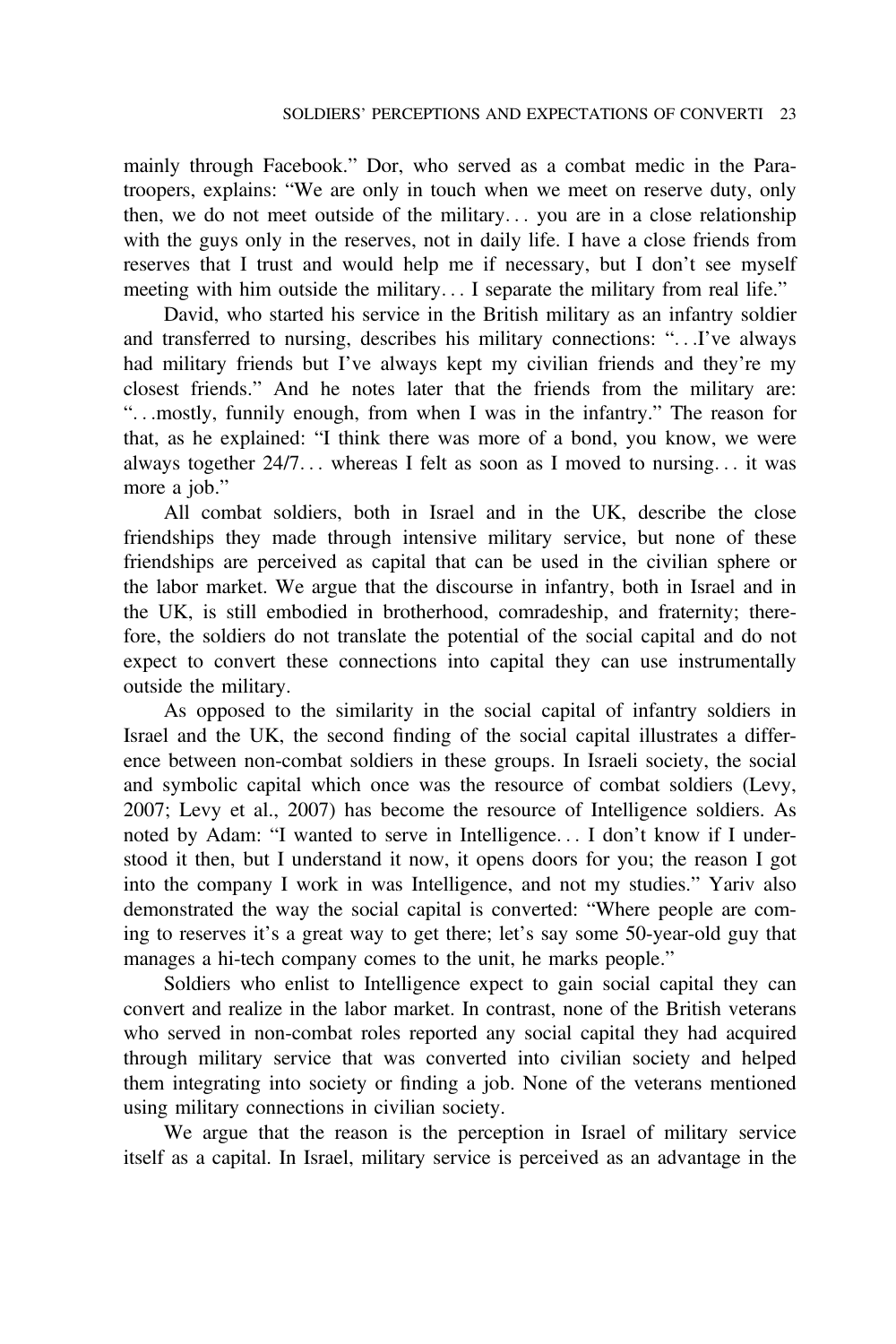mainly through Facebook." Dor, who served as a combat medic in the Paratroopers, explains: "We are only in touch when we meet on reserve duty, only then, we do not meet outside of the military… you are in a close relationship with the guys only in the reserves, not in daily life. I have a close friends from reserves that I trust and would help me if necessary, but I don't see myself meeting with him outside the military… I separate the military from real life."

David, who started his service in the British military as an infantry soldier and transferred to nursing, describes his military connections: "…I've always had military friends but I've always kept my civilian friends and they're my closest friends." And he notes later that the friends from the military are: "…mostly, funnily enough, from when I was in the infantry." The reason for that, as he explained: "I think there was more of a bond, you know, we were always together 24/7… whereas I felt as soon as I moved to nursing… it was more a job."

All combat soldiers, both in Israel and in the UK, describe the close friendships they made through intensive military service, but none of these friendships are perceived as capital that can be used in the civilian sphere or the labor market. We argue that the discourse in infantry, both in Israel and in the UK, is still embodied in brotherhood, comradeship, and fraternity; therefore, the soldiers do not translate the potential of the social capital and do not expect to convert these connections into capital they can use instrumentally outside the military.

As opposed to the similarity in the social capital of infantry soldiers in Israel and the UK, the second finding of the social capital illustrates a difference between non-combat soldiers in these groups. In Israeli society, the social and symbolic capital which once was the resource of combat soldiers (Levy, 2007; Levy et al., 2007) has become the resource of Intelligence soldiers. As noted by Adam: "I wanted to serve in Intelligence… I don't know if I understood it then, but I understand it now, it opens doors for you; the reason I got into the company I work in was Intelligence, and not my studies." Yariv also demonstrated the way the social capital is converted: "Where people are coming to reserves it's a great way to get there; let's say some 50-year-old guy that manages a hi-tech company comes to the unit, he marks people."

Soldiers who enlist to Intelligence expect to gain social capital they can convert and realize in the labor market. In contrast, none of the British veterans who served in non-combat roles reported any social capital they had acquired through military service that was converted into civilian society and helped them integrating into society or finding a job. None of the veterans mentioned using military connections in civilian society.

We argue that the reason is the perception in Israel of military service itself as a capital. In Israel, military service is perceived as an advantage in the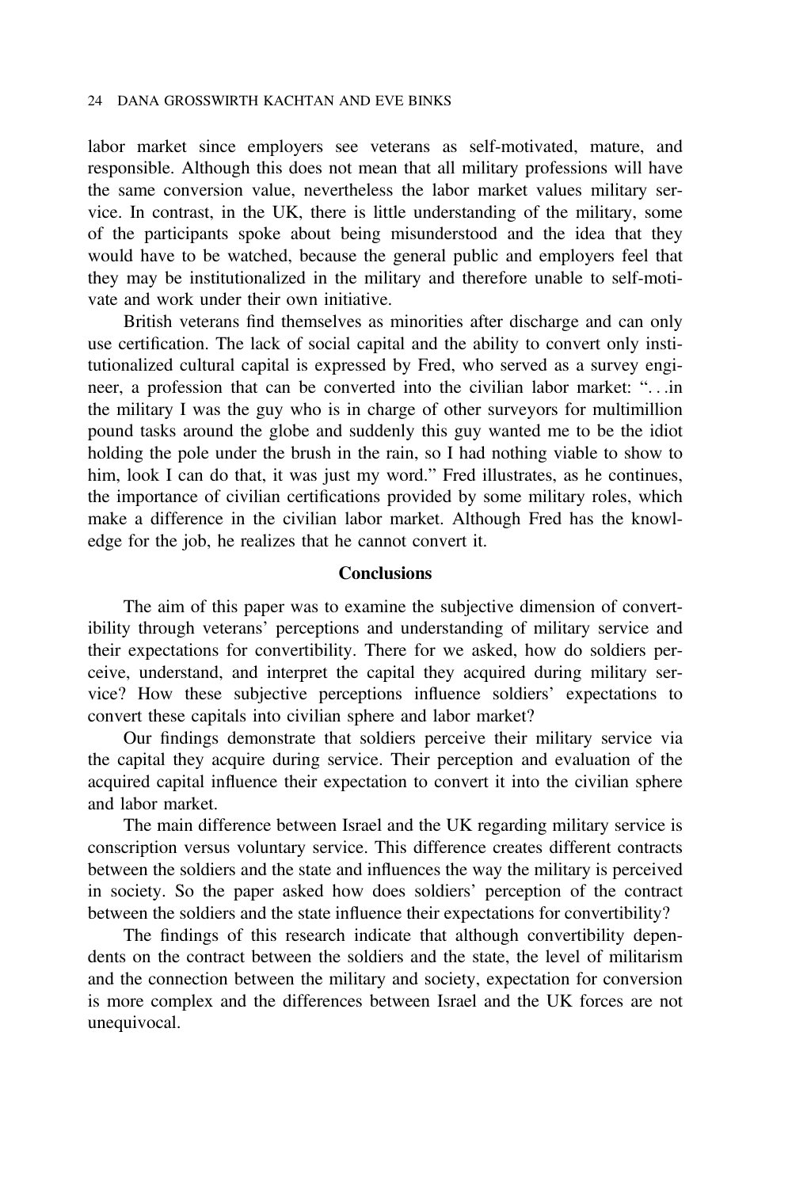labor market since employers see veterans as self-motivated, mature, and responsible. Although this does not mean that all military professions will have the same conversion value, nevertheless the labor market values military service. In contrast, in the UK, there is little understanding of the military, some of the participants spoke about being misunderstood and the idea that they would have to be watched, because the general public and employers feel that they may be institutionalized in the military and therefore unable to self-motivate and work under their own initiative.

British veterans find themselves as minorities after discharge and can only use certification. The lack of social capital and the ability to convert only institutionalized cultural capital is expressed by Fred, who served as a survey engineer, a profession that can be converted into the civilian labor market: "…in the military I was the guy who is in charge of other surveyors for multimillion pound tasks around the globe and suddenly this guy wanted me to be the idiot holding the pole under the brush in the rain, so I had nothing viable to show to him, look I can do that, it was just my word." Fred illustrates, as he continues, the importance of civilian certifications provided by some military roles, which make a difference in the civilian labor market. Although Fred has the knowledge for the job, he realizes that he cannot convert it.

## Conclusions

The aim of this paper was to examine the subjective dimension of convertibility through veterans' perceptions and understanding of military service and their expectations for convertibility. There for we asked, how do soldiers perceive, understand, and interpret the capital they acquired during military service? How these subjective perceptions influence soldiers' expectations to convert these capitals into civilian sphere and labor market?

Our findings demonstrate that soldiers perceive their military service via the capital they acquire during service. Their perception and evaluation of the acquired capital influence their expectation to convert it into the civilian sphere and labor market.

The main difference between Israel and the UK regarding military service is conscription versus voluntary service. This difference creates different contracts between the soldiers and the state and influences the way the military is perceived in society. So the paper asked how does soldiers' perception of the contract between the soldiers and the state influence their expectations for convertibility?

The findings of this research indicate that although convertibility dependents on the contract between the soldiers and the state, the level of militarism and the connection between the military and society, expectation for conversion is more complex and the differences between Israel and the UK forces are not unequivocal.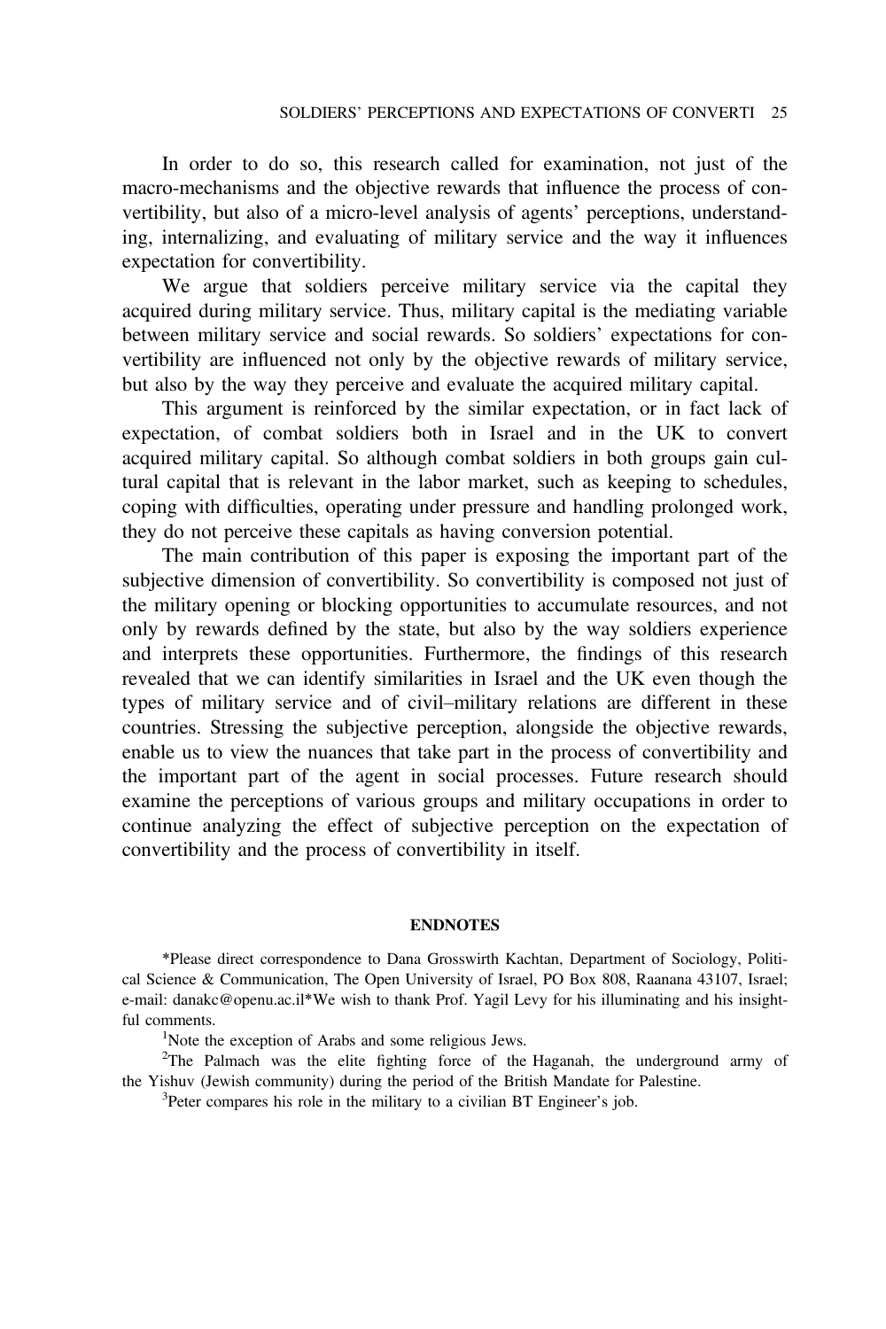In order to do so, this research called for examination, not just of the macro-mechanisms and the objective rewards that influence the process of convertibility, but also of a micro-level analysis of agents' perceptions, understanding, internalizing, and evaluating of military service and the way it influences expectation for convertibility.

We argue that soldiers perceive military service via the capital they acquired during military service. Thus, military capital is the mediating variable between military service and social rewards. So soldiers' expectations for convertibility are influenced not only by the objective rewards of military service, but also by the way they perceive and evaluate the acquired military capital.

This argument is reinforced by the similar expectation, or in fact lack of expectation, of combat soldiers both in Israel and in the UK to convert acquired military capital. So although combat soldiers in both groups gain cultural capital that is relevant in the labor market, such as keeping to schedules, coping with difficulties, operating under pressure and handling prolonged work, they do not perceive these capitals as having conversion potential.

The main contribution of this paper is exposing the important part of the subjective dimension of convertibility. So convertibility is composed not just of the military opening or blocking opportunities to accumulate resources, and not only by rewards defined by the state, but also by the way soldiers experience and interprets these opportunities. Furthermore, the findings of this research revealed that we can identify similarities in Israel and the UK even though the types of military service and of civil–military relations are different in these countries. Stressing the subjective perception, alongside the objective rewards, enable us to view the nuances that take part in the process of convertibility and the important part of the agent in social processes. Future research should examine the perceptions of various groups and military occupations in order to continue analyzing the effect of subjective perception on the expectation of convertibility and the process of convertibility in itself.

## ENDNOTES

*Please direct correspondence to Dana Grosswirth Kachtan, Department of Sociology, Political Science & Communication, The Open University of Israel, PO Box 808, Raanana 43107, Israel; e-mail: danakc@openu.ac.il*We wish to thank Prof. Yagil Levy for his illuminating and his insightful comments.

[1]Note the exception of Arabs and some religious Jews.

[2]The Palmach was the elite fighting force of the Haganah, the underground army of the Yishuv (Jewish community) during the period of the British Mandate for Palestine.

[3]Peter compares his role in the military to a civilian BT Engineer's job.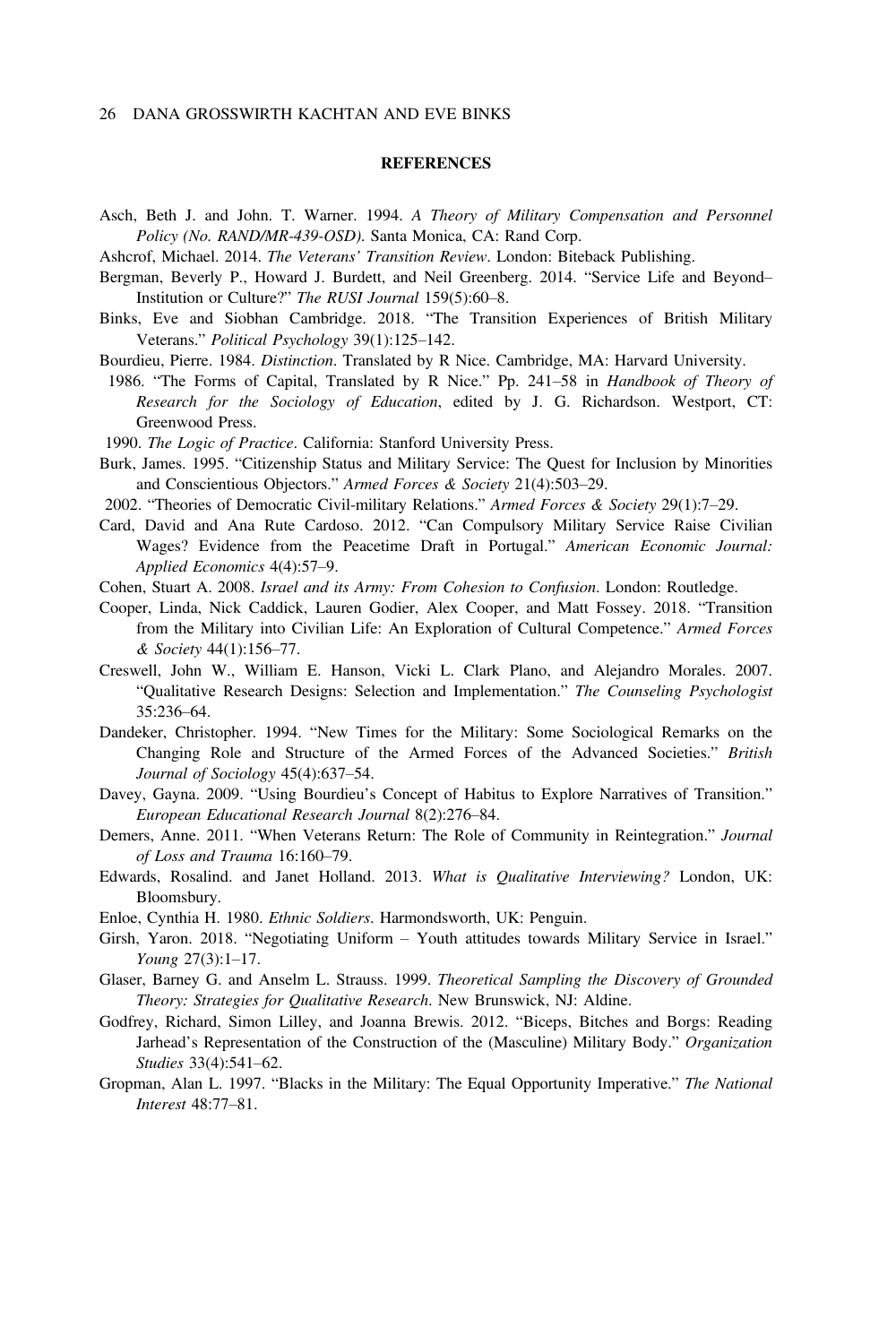## REFERENCES

Asch, Beth J. and John. T. Warner. 1994. *A Theory of Military Compensation and Personnel Policy (No. RAND/MR-439-OSD)*. Santa Monica, CA: Rand Corp.

Ashcrof, Michael. 2014. *The Veterans' Transition Review*. London: Biteback Publishing.

Bergman, Beverly P., Howard J. Burdett, and Neil Greenberg. 2014. "Service Life and Beyond– Institution or Culture?" *The RUSI Journal* 159(5):60–8.

Binks, Eve and Siobhan Cambridge. 2018. "The Transition Experiences of British Military Veterans." *Political Psychology* 39(1):125–142.

Bourdieu, Pierre. 1984. *Distinction*. Translated by R Nice. Cambridge, MA: Harvard University.

1986. "The Forms of Capital, Translated by R Nice." Pp. 241–58 in *Handbook of Theory of Research for the Sociology of Education*, edited by J. G. Richardson. Westport, CT: Greenwood Press.

1990. *The Logic of Practice*. California: Stanford University Press.

Burk, James. 1995. "Citizenship Status and Military Service: The Quest for Inclusion by Minorities and Conscientious Objectors." *Armed Forces & Society* 21(4):503–29.

2002. "Theories of Democratic Civil-military Relations." *Armed Forces & Society* 29(1):7–29.

Card, David and Ana Rute Cardoso. 2012. "Can Compulsory Military Service Raise Civilian Wages? Evidence from the Peacetime Draft in Portugal." *American Economic Journal: Applied Economics* 4(4):57–9.

Cohen, Stuart A. 2008. *Israel and its Army: From Cohesion to Confusion*. London: Routledge.

Cooper, Linda, Nick Caddick, Lauren Godier, Alex Cooper, and Matt Fossey. 2018. "Transition from the Military into Civilian Life: An Exploration of Cultural Competence." *Armed Forces & Society* 44(1):156–77.

Creswell, John W., William E. Hanson, Vicki L. Clark Plano, and Alejandro Morales. 2007. "Qualitative Research Designs: Selection and Implementation." *The Counseling Psychologist* 35:236–64.

Dandeker, Christopher. 1994. "New Times for the Military: Some Sociological Remarks on the Changing Role and Structure of the Armed Forces of the Advanced Societies." *British Journal of Sociology* 45(4):637–54.

Davey, Gayna. 2009. "Using Bourdieu's Concept of Habitus to Explore Narratives of Transition." *European Educational Research Journal* 8(2):276–84.

Demers, Anne. 2011. "When Veterans Return: The Role of Community in Reintegration." *Journal of Loss and Trauma* 16:160–79.

Edwards, Rosalind. and Janet Holland. 2013. *What is Qualitative Interviewing?* London, UK: Bloomsbury.

Enloe, Cynthia H. 1980. *Ethnic Soldiers*. Harmondsworth, UK: Penguin.

Girsh, Yaron. 2018. "Negotiating Uniform – Youth attitudes towards Military Service in Israel." *Young* 27(3):1–17.

Glaser, Barney G. and Anselm L. Strauss. 1999. *Theoretical Sampling the Discovery of Grounded Theory: Strategies for Qualitative Research*. New Brunswick, NJ: Aldine.

Godfrey, Richard, Simon Lilley, and Joanna Brewis. 2012. "Biceps, Bitches and Borgs: Reading Jarhead's Representation of the Construction of the (Masculine) Military Body." *Organization Studies* 33(4):541–62.

Gropman, Alan L. 1997. "Blacks in the Military: The Equal Opportunity Imperative." *The National Interest* 48:77–81.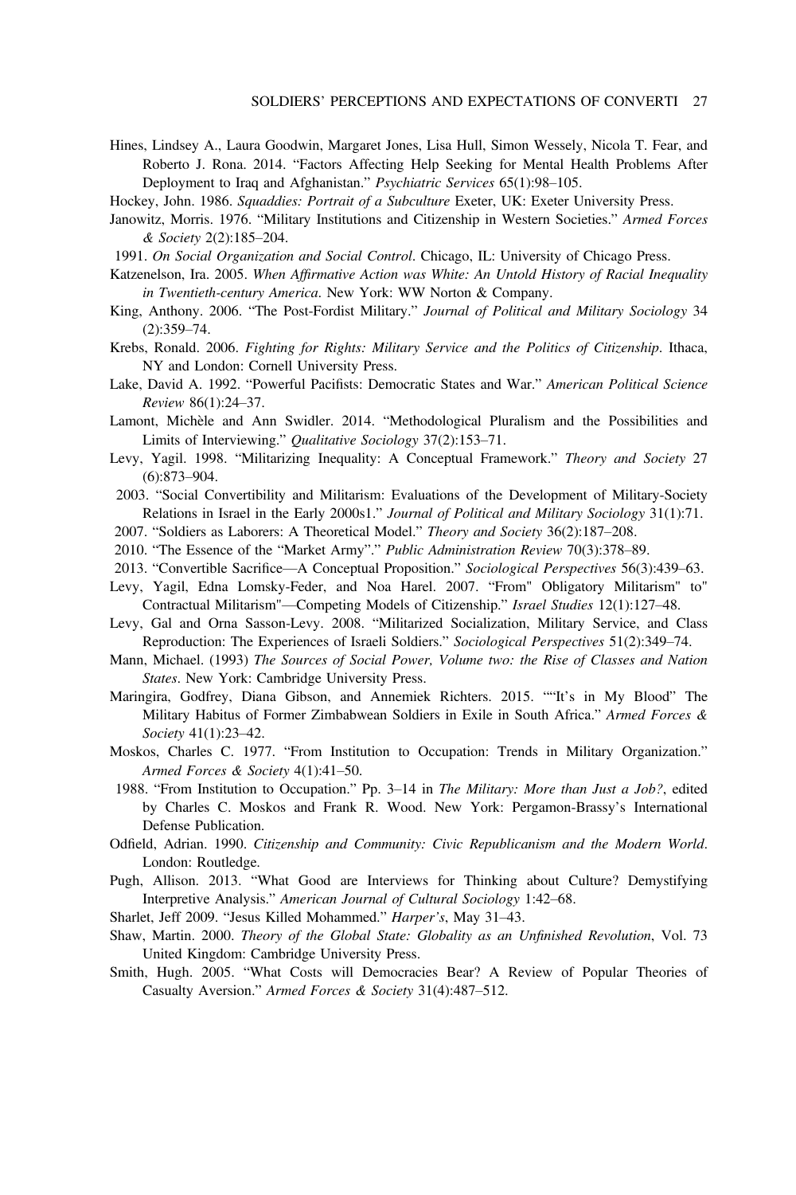Hines, Lindsey A., Laura Goodwin, Margaret Jones, Lisa Hull, Simon Wessely, Nicola T. Fear, and Roberto J. Rona. 2014. "Factors Affecting Help Seeking for Mental Health Problems After Deployment to Iraq and Afghanistan." *Psychiatric Services* 65(1):98–105.

Hockey, John. 1986. *Squaddies: Portrait of a Subculture* Exeter, UK: Exeter University Press.

Janowitz, Morris. 1976. "Military Institutions and Citizenship in Western Societies." *Armed Forces & Society* 2(2):185–204.

1991. *On Social Organization and Social Control*. Chicago, IL: University of Chicago Press.

Katzenelson, Ira. 2005. *When Affirmative Action was White: An Untold History of Racial Inequality in Twentieth-century America*. New York: WW Norton & Company.

King, Anthony. 2006. "The Post-Fordist Military." *Journal of Political and Military Sociology* 34 (2):359–74.

Krebs, Ronald. 2006. *Fighting for Rights: Military Service and the Politics of Citizenship*. Ithaca, NY and London: Cornell University Press.

Lake, David A. 1992. "Powerful Pacifists: Democratic States and War." *American Political Science Review* 86(1):24–37.

Lamont, Michèle and Ann Swidler. 2014. "Methodological Pluralism and the Possibilities and Limits of Interviewing." *Qualitative Sociology* 37(2):153–71.

Levy, Yagil. 1998. "Militarizing Inequality: A Conceptual Framework." *Theory and Society* 27 (6):873–904.

2003. "Social Convertibility and Militarism: Evaluations of the Development of Military-Society Relations in Israel in the Early 2000s1." *Journal of Political and Military Sociology* 31(1):71.

2007. "Soldiers as Laborers: A Theoretical Model." *Theory and Society* 36(2):187–208.

2010. "The Essence of the "Market Army"." *Public Administration Review* 70(3):378–89.

2013. "Convertible Sacrifice—A Conceptual Proposition." *Sociological Perspectives* 56(3):439–63.

Levy, Yagil, Edna Lomsky-Feder, and Noa Harel. 2007. "From" Obligatory Militarism" to" Contractual Militarism"—Competing Models of Citizenship." *Israel Studies* 12(1):127–48.

Levy, Gal and Orna Sasson-Levy. 2008. "Militarized Socialization, Military Service, and Class Reproduction: The Experiences of Israeli Soldiers." *Sociological Perspectives* 51(2):349–74.

Mann, Michael. (1993) *The Sources of Social Power, Volume two: the Rise of Classes and Nation States*. New York: Cambridge University Press.

Maringira, Godfrey, Diana Gibson, and Annemiek Richters. 2015. ""It's in My Blood" The Military Habitus of Former Zimbabwean Soldiers in Exile in South Africa." *Armed Forces & Society* 41(1):23–42.

Moskos, Charles C. 1977. "From Institution to Occupation: Trends in Military Organization." *Armed Forces & Society* 4(1):41–50.

1988. "From Institution to Occupation." Pp. 3–14 in *The Military: More than Just a Job?*, edited by Charles C. Moskos and Frank R. Wood. New York: Pergamon-Brassy's International Defense Publication.

Odfield, Adrian. 1990. *Citizenship and Community: Civic Republicanism and the Modern World*. London: Routledge.

Pugh, Allison. 2013. "What Good are Interviews for Thinking about Culture? Demystifying Interpretive Analysis." *American Journal of Cultural Sociology* 1:42–68.

Sharlet, Jeff 2009. "Jesus Killed Mohammed." *Harper's*, May 31–43.

Shaw, Martin. 2000. *Theory of the Global State: Globality as an Unfinished Revolution*, Vol. 73 United Kingdom: Cambridge University Press.

Smith, Hugh. 2005. "What Costs will Democracies Bear? A Review of Popular Theories of Casualty Aversion." *Armed Forces & Society* 31(4):487–512.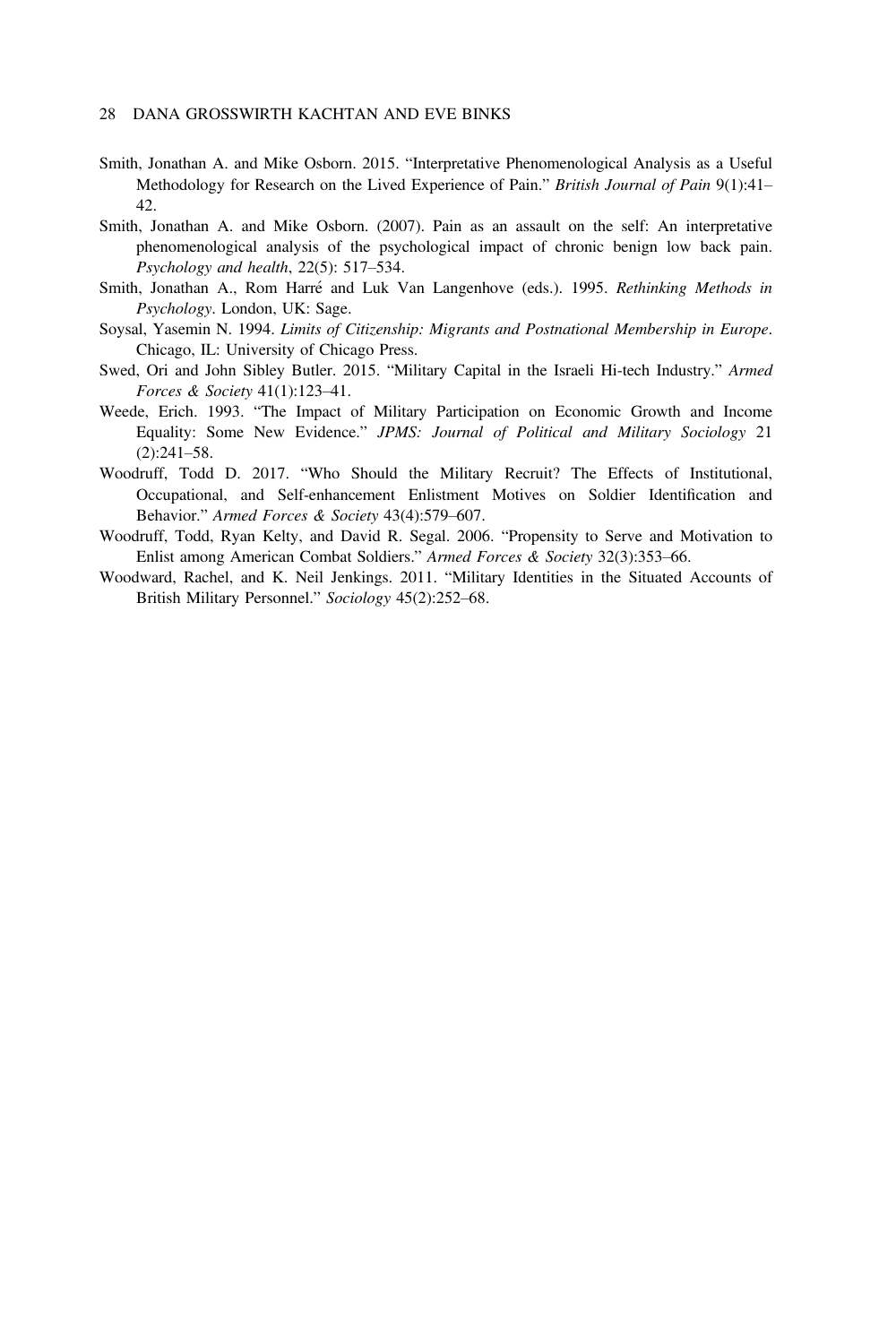Smith, Jonathan A. and Mike Osborn. 2015. "Interpretative Phenomenological Analysis as a Useful Methodology for Research on the Lived Experience of Pain." *British Journal of Pain* 9(1):41–42.

Smith, Jonathan A. and Mike Osborn. (2007). Pain as an assault on the self: An interpretative phenomenological analysis of the psychological impact of chronic benign low back pain. *Psychology and health*, 22(5): 517–534.

Smith, Jonathan A., Rom Harré and Luk Van Langenhove (eds.). 1995. *Rethinking Methods in Psychology*. London, UK: Sage.

Soysal, Yasemin N. 1994. *Limits of Citizenship: Migrants and Postnational Membership in Europe*. Chicago, IL: University of Chicago Press.

Swed, Ori and John Sibley Butler. 2015. "Military Capital in the Israeli Hi-tech Industry." *Armed Forces & Society* 41(1):123–41.

Weede, Erich. 1993. "The Impact of Military Participation on Economic Growth and Income Equality: Some New Evidence." *JPMS: Journal of Political and Military Sociology* 21 (2):241–58.

Woodruff, Todd D. 2017. "Who Should the Military Recruit? The Effects of Institutional, Occupational, and Self-enhancement Enlistment Motives on Soldier Identification and Behavior." *Armed Forces & Society* 43(4):579–607.

Woodruff, Todd, Ryan Kelty, and David R. Segal. 2006. "Propensity to Serve and Motivation to Enlist among American Combat Soldiers." *Armed Forces & Society* 32(3):353–66.

Woodward, Rachel, and K. Neil Jenkings. 2011. "Military Identities in the Situated Accounts of British Military Personnel." *Sociology* 45(2):252–68.